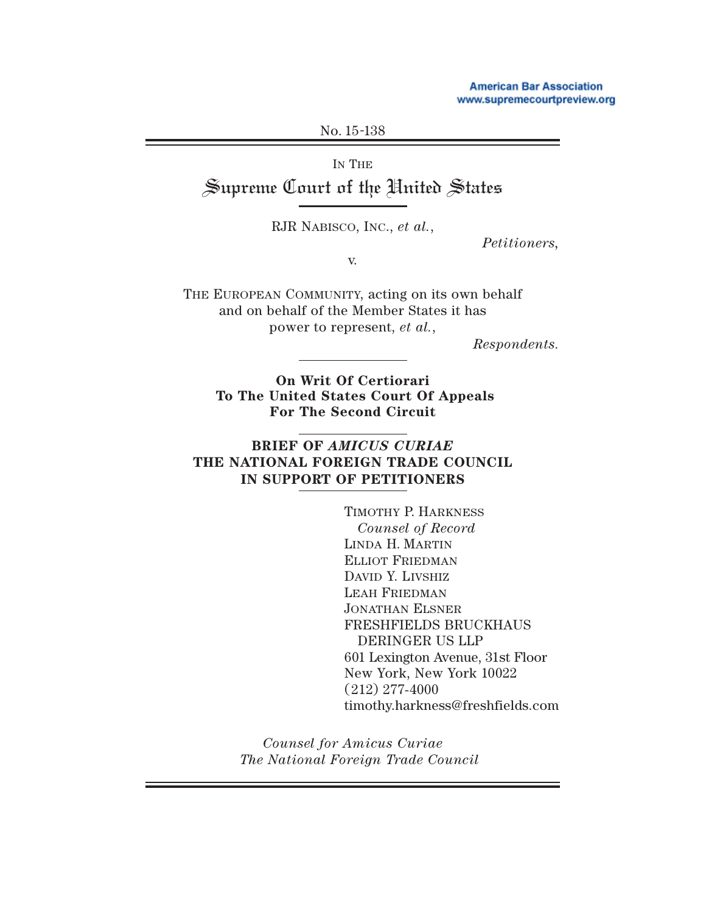No. 15-138

IN THE

# Supreme Court of the United States

RJR NABISCO, INC., *et al.*,

*Petitioners*,

v.

THE EUROPEAN COMMUNITY, acting on its own behalf and on behalf of the Member States it has power to represent, *et al.*,

*Respondents.*

**On Writ Of Certiorari To The United States Court Of Appeals For The Second Circuit**

**BRIEF OF *AMICUS CURIAE* THE NATIONAL FOREIGN TRADE COUNCIL IN SUPPORT OF PETITIONERS**

TIMOTHY P. HARKNESS
*Counsel of Record*
LINDA H. MARTIN
ELLIOT FRIEDMAN
DAVID Y. LIVSHIZ
LEAH FRIEDMAN
JONATHAN ELSNER
FRESHFIELDS BRUCKHAUS DERINGER US LLP
601 Lexington Avenue, 31st Floor
New York, New York 10022
(212) 277-4000
timothy.harkness@freshfields.com

*Counsel for Amicus Curiae The National Foreign Trade Council*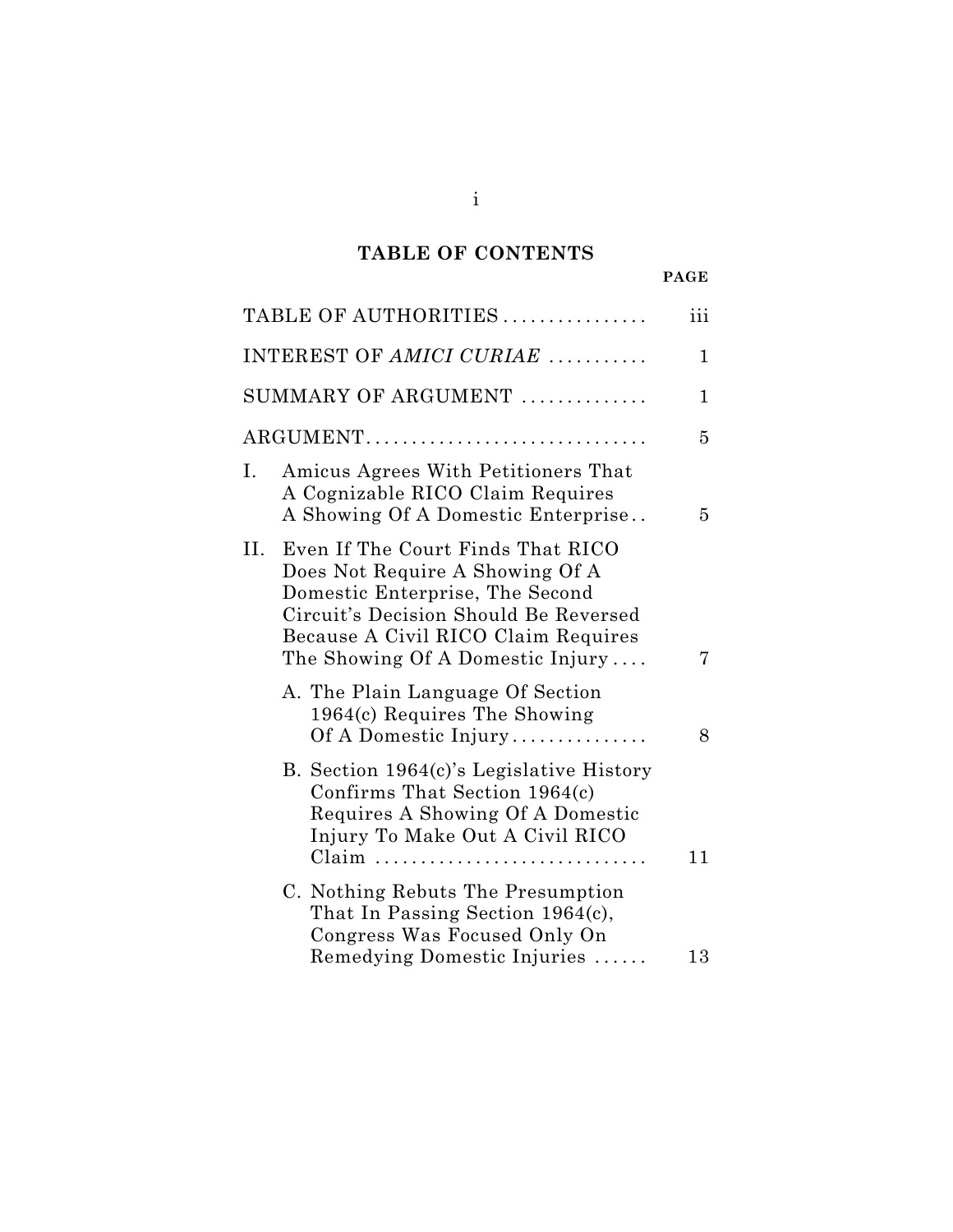# TABLE OF CONTENTS

| | PAGE |
|---|---|
| TABLE OF AUTHORITIES | iii |
| INTEREST OF *AMICI CURIAE* | 1 |
| SUMMARY OF ARGUMENT | 1 |
| ARGUMENT | 5 |
| I. Amicus Agrees With Petitioners That A Cognizable RICO Claim Requires A Showing Of A Domestic Enterprise | 5 |
| II. Even If The Court Finds That RICO Does Not Require A Showing Of A Domestic Enterprise, The Second Circuit's Decision Should Be Reversed Because A Civil RICO Claim Requires The Showing Of A Domestic Injury | 7 |
| A. The Plain Language Of Section 1964(c) Requires The Showing Of A Domestic Injury | 8 |
| B. Section 1964(c)'s Legislative History Confirms That Section 1964(c) Requires A Showing Of A Domestic Injury To Make Out A Civil RICO Claim | 11 |
| C. Nothing Rebuts The Presumption That In Passing Section 1964(c), Congress Was Focused Only On Remedying Domestic Injuries | 13 |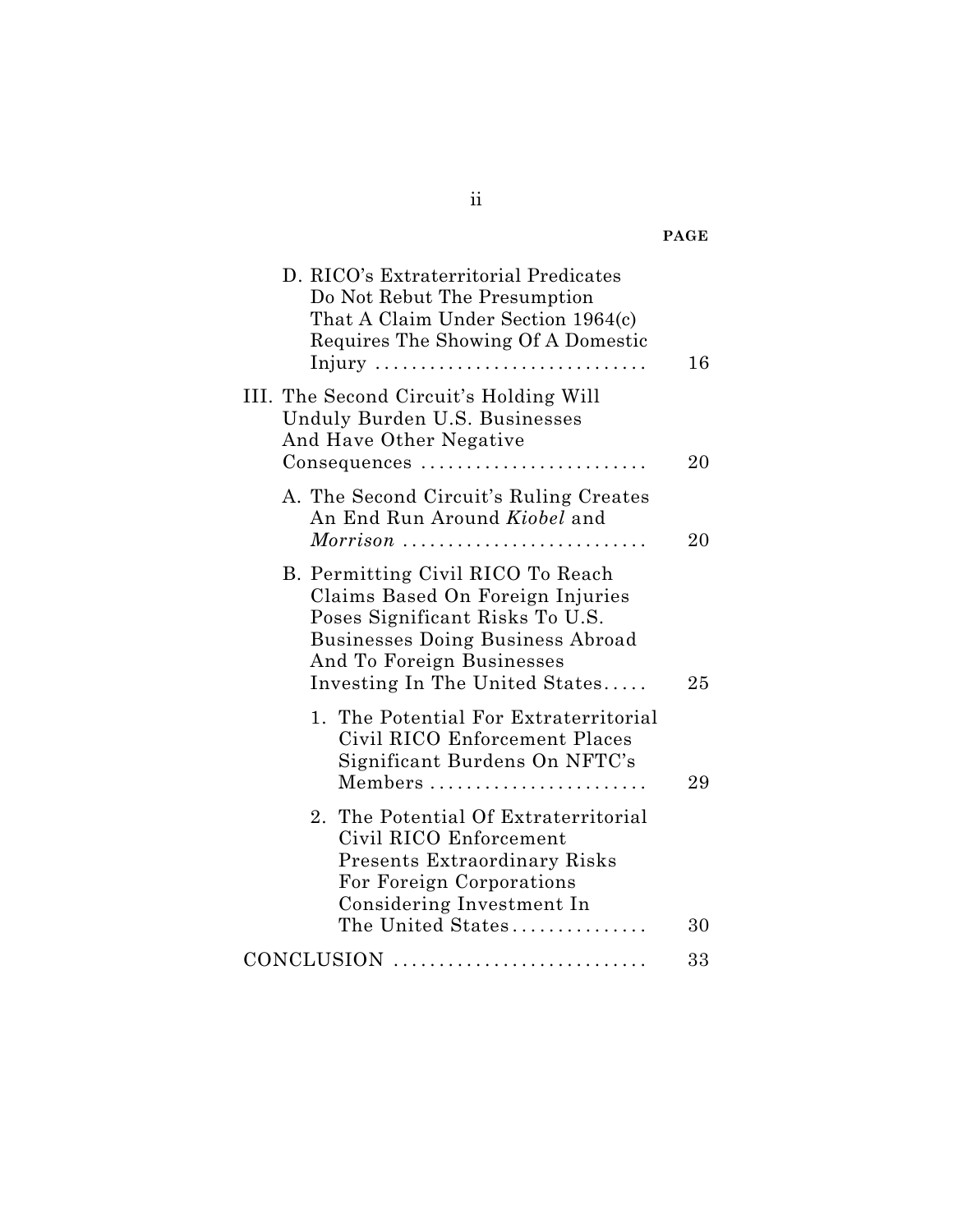| | PAGE |
|---|---|
| D. RICO's Extraterritorial Predicates Do Not Rebut The Presumption That A Claim Under Section 1964(c) Requires The Showing Of A Domestic Injury | 16 |
| III. The Second Circuit's Holding Will Unduly Burden U.S. Businesses And Have Other Negative Consequences | 20 |
| A. The Second Circuit's Ruling Creates An End Run Around *Kiobel* and *Morrison* | 20 |
| B. Permitting Civil RICO To Reach Claims Based On Foreign Injuries Poses Significant Risks To U.S. Businesses Doing Business Abroad And To Foreign Businesses Investing In The United States | 25 |
| 1. The Potential For Extraterritorial Civil RICO Enforcement Places Significant Burdens On NFTC's Members | 29 |
| 2. The Potential Of Extraterritorial Civil RICO Enforcement Presents Extraordinary Risks For Foreign Corporations Considering Investment In The United States | 30 |
| CONCLUSION | 33 |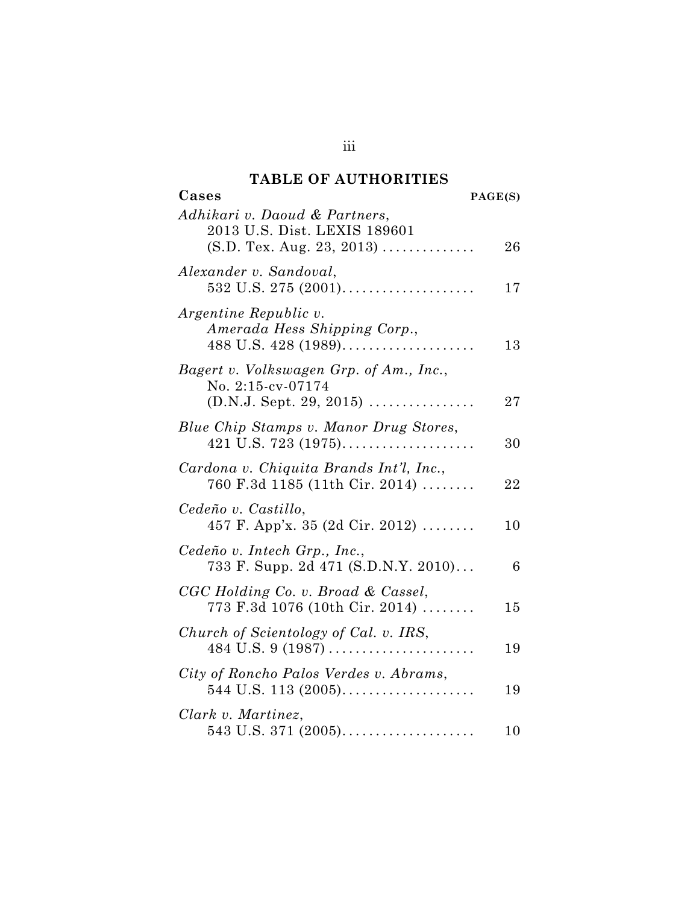## TABLE OF AUTHORITIES

| Cases | PAGE(S) |
|---|---|
| *Adhikari v. Daoud & Partners*, 2013 U.S. Dist. LEXIS 189601 (S.D. Tex. Aug. 23, 2013) | 26 |
| *Alexander v. Sandoval*, 532 U.S. 275 (2001) | 17 |
| *Argentine Republic v. Amerada Hess Shipping Corp.*, 488 U.S. 428 (1989) | 13 |
| *Bagert v. Volkswagen Grp. of Am., Inc.*, No. 2:15-cv-07174 (D.N.J. Sept. 29, 2015) | 27 |
| *Blue Chip Stamps v. Manor Drug Stores*, 421 U.S. 723 (1975) | 30 |
| *Cardona v. Chiquita Brands Int'l, Inc.*, 760 F.3d 1185 (11th Cir. 2014) | 22 |
| *Cedeño v. Castillo*, 457 F. App'x. 35 (2d Cir. 2012) | 10 |
| *Cedeño v. Intech Grp., Inc.*, 733 F. Supp. 2d 471 (S.D.N.Y. 2010) | 6 |
| *CGC Holding Co. v. Broad & Cassel*, 773 F.3d 1076 (10th Cir. 2014) | 15 |
| *Church of Scientology of Cal. v. IRS*, 484 U.S. 9 (1987) | 19 |
| *City of Roncho Palos Verdes v. Abrams*, 544 U.S. 113 (2005) | 19 |
| *Clark v. Martinez*, 543 U.S. 371 (2005) | 10 |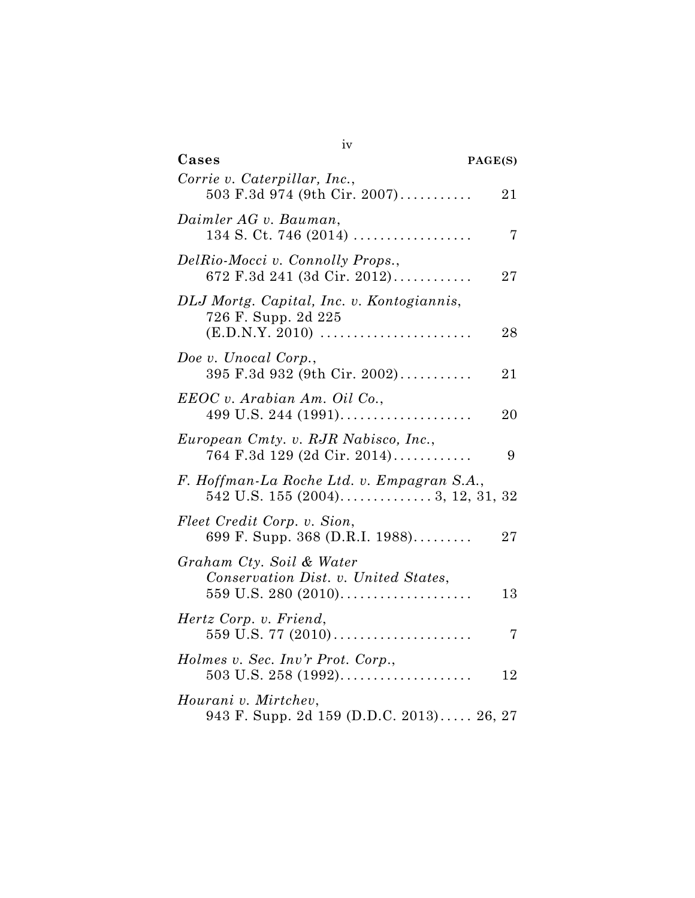| Cases | PAGE(S) |
|---|---|
| *Corrie v. Caterpillar, Inc.*, 503 F.3d 974 (9th Cir. 2007) | 21 |
| *Daimler AG v. Bauman*, 134 S. Ct. 746 (2014) | 7 |
| *DelRio-Mocci v. Connolly Props.*, 672 F.3d 241 (3d Cir. 2012) | 27 |
| *DLJ Mortg. Capital, Inc. v. Kontogiannis*, 726 F. Supp. 2d 225 (E.D.N.Y. 2010) | 28 |
| *Doe v. Unocal Corp.*, 395 F.3d 932 (9th Cir. 2002) | 21 |
| *EEOC v. Arabian Am. Oil Co.*, 499 U.S. 244 (1991) | 20 |
| *European Cmty. v. RJR Nabisco, Inc.*, 764 F.3d 129 (2d Cir. 2014) | 9 |
| *F. Hoffman-La Roche Ltd. v. Empagran S.A.*, 542 U.S. 155 (2004) | 3, 12, 31, 32 |
| *Fleet Credit Corp. v. Sion*, 699 F. Supp. 368 (D.R.I. 1988) | 27 |
| *Graham Cty. Soil & Water Conservation Dist. v. United States*, 559 U.S. 280 (2010) | 13 |
| *Hertz Corp. v. Friend*, 559 U.S. 77 (2010) | 7 |
| *Holmes v. Sec. Inv'r Prot. Corp.*, 503 U.S. 258 (1992) | 12 |
| *Hourani v. Mirtchev*, 943 F. Supp. 2d 159 (D.D.C. 2013) | 26, 27 |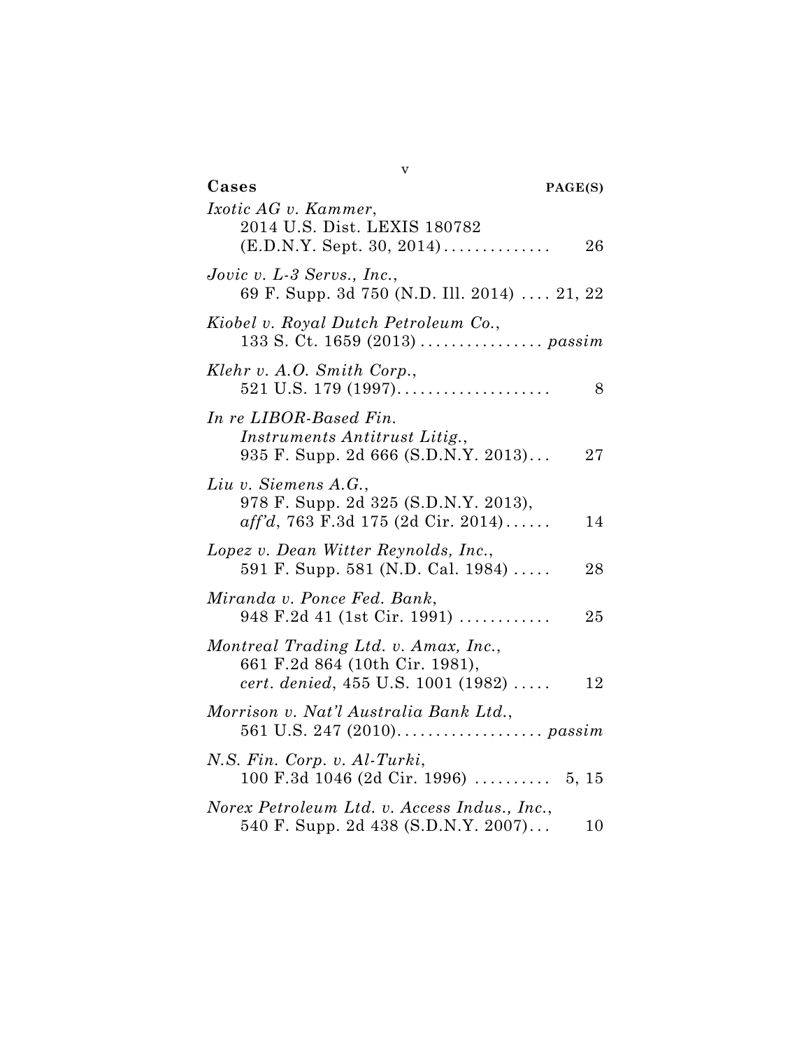| Cases | PAGE(S) |
|---|---|
| *Ixotic AG v. Kammer*, 2014 U.S. Dist. LEXIS 180782 (E.D.N.Y. Sept. 30, 2014) | 26 |
| *Jovic v. L-3 Servs., Inc.*, 69 F. Supp. 3d 750 (N.D. Ill. 2014) | 21, 22 |
| *Kiobel v. Royal Dutch Petroleum Co.*, 133 S. Ct. 1659 (2013) | *passim* |
| *Klehr v. A.O. Smith Corp.*, 521 U.S. 179 (1997) | 8 |
| *In re LIBOR-Based Fin. Instruments Antitrust Litig.*, 935 F. Supp. 2d 666 (S.D.N.Y. 2013) | 27 |
| *Liu v. Siemens A.G.*, 978 F. Supp. 2d 325 (S.D.N.Y. 2013), *aff'd*, 763 F.3d 175 (2d Cir. 2014) | 14 |
| *Lopez v. Dean Witter Reynolds, Inc.*, 591 F. Supp. 581 (N.D. Cal. 1984) | 28 |
| *Miranda v. Ponce Fed. Bank*, 948 F.2d 41 (1st Cir. 1991) | 25 |
| *Montreal Trading Ltd. v. Amax, Inc.*, 661 F.2d 864 (10th Cir. 1981), *cert. denied*, 455 U.S. 1001 (1982) | 12 |
| *Morrison v. Nat'l Australia Bank Ltd.*, 561 U.S. 247 (2010) | *passim* |
| *N.S. Fin. Corp. v. Al-Turki*, 100 F.3d 1046 (2d Cir. 1996) | 5, 15 |
| *Norex Petroleum Ltd. v. Access Indus., Inc.*, 540 F. Supp. 2d 438 (S.D.N.Y. 2007) | 10 |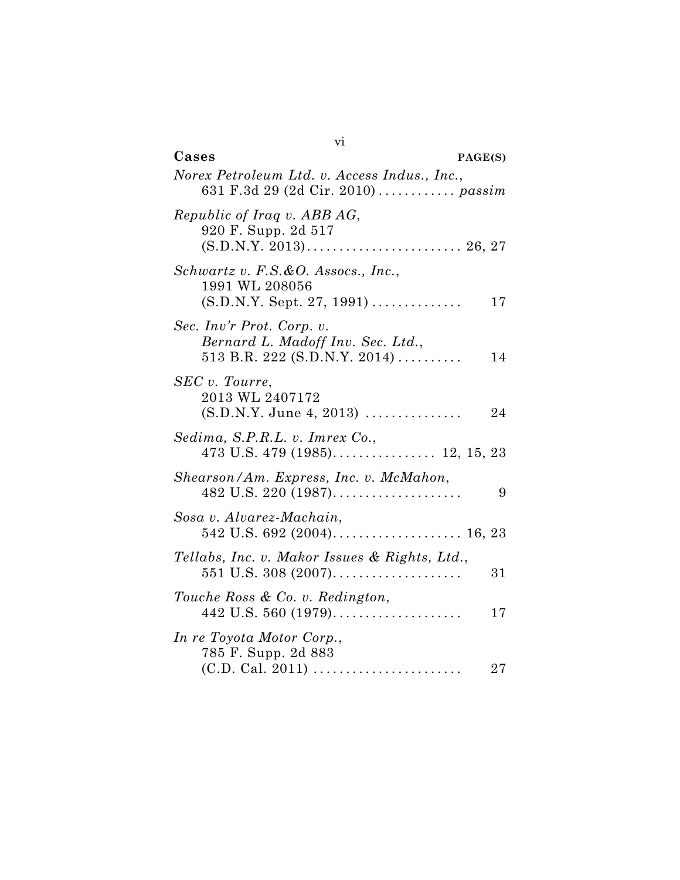**Cases** **PAGE(S)**

*Norex Petroleum Ltd. v. Access Indus., Inc.*, 631 F.3d 29 (2d Cir. 2010) . . . . . . . . . . . . *passim*

*Republic of Iraq v. ABB AG*, 920 F. Supp. 2d 517 (S.D.N.Y. 2013). . . . . . . . . . . . . . . . . . . . . . . . 26, 27

*Schwartz v. F.S.&O. Assocs., Inc.*, 1991 WL 208056 (S.D.N.Y. Sept. 27, 1991) . . . . . . . . . . . . . . 17

*Sec. Inv'r Prot. Corp. v. Bernard L. Madoff Inv. Sec. Ltd.*, 513 B.R. 222 (S.D.N.Y. 2014) . . . . . . . . . . 14

*SEC v. Tourre*, 2013 WL 2407172 (S.D.N.Y. June 4, 2013) . . . . . . . . . . . . . . . 24

*Sedima, S.P.R.L. v. Imrex Co.*, 473 U.S. 479 (1985). . . . . . . . . . . . . . . . 12, 15, 23

*Shearson/Am. Express, Inc. v. McMahon*, 482 U.S. 220 (1987). . . . . . . . . . . . . . . . . . . . 9

*Sosa v. Alvarez-Machain*, 542 U.S. 692 (2004). . . . . . . . . . . . . . . . . . . . 16, 23

*Tellabs, Inc. v. Makor Issues & Rights, Ltd.*, 551 U.S. 308 (2007). . . . . . . . . . . . . . . . . . . . 31

*Touche Ross & Co. v. Redington*, 442 U.S. 560 (1979). . . . . . . . . . . . . . . . . . . . 17

*In re Toyota Motor Corp.*, 785 F. Supp. 2d 883 (C.D. Cal. 2011) . . . . . . . . . . . . . . . . . . . . . . . 27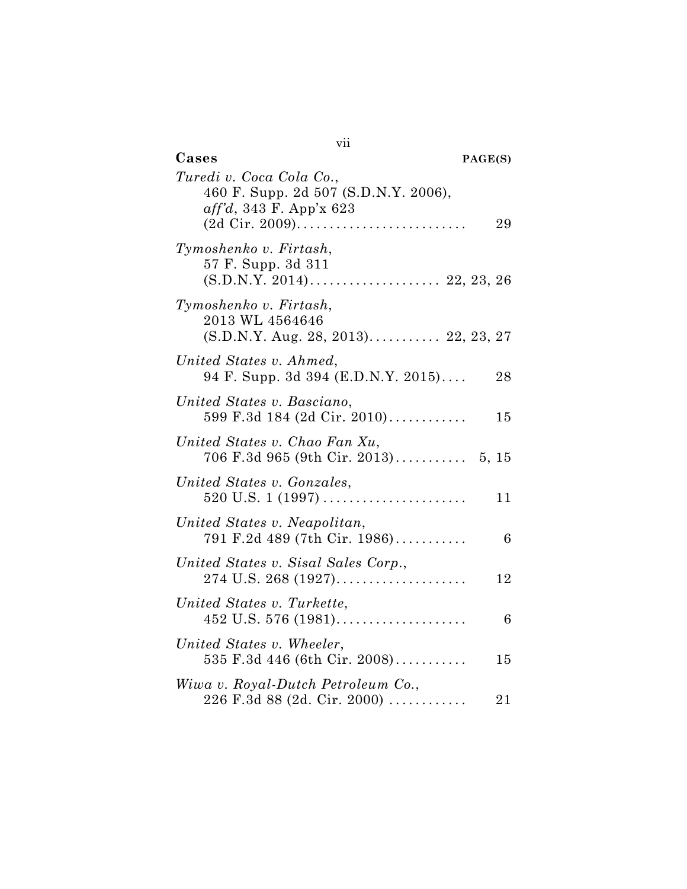| **Cases** | **PAGE(S)** |
|---|---|
| *Turedi v. Coca Cola Co.*, 460 F. Supp. 2d 507 (S.D.N.Y. 2006), *aff'd*, 343 F. App'x 623 (2d Cir. 2009) | 29 |
| *Tymoshenko v. Firtash*, 57 F. Supp. 3d 311 (S.D.N.Y. 2014) | 22, 23, 26 |
| *Tymoshenko v. Firtash*, 2013 WL 4564646 (S.D.N.Y. Aug. 28, 2013) | 22, 23, 27 |
| *United States v. Ahmed*, 94 F. Supp. 3d 394 (E.D.N.Y. 2015) | 28 |
| *United States v. Basciano*, 599 F.3d 184 (2d Cir. 2010) | 15 |
| *United States v. Chao Fan Xu*, 706 F.3d 965 (9th Cir. 2013) | 5, 15 |
| *United States v. Gonzales*, 520 U.S. 1 (1997) | 11 |
| *United States v. Neapolitan*, 791 F.2d 489 (7th Cir. 1986) | 6 |
| *United States v. Sisal Sales Corp.*, 274 U.S. 268 (1927) | 12 |
| *United States v. Turkette*, 452 U.S. 576 (1981) | 6 |
| *United States v. Wheeler*, 535 F.3d 446 (6th Cir. 2008) | 15 |
| *Wiwa v. Royal-Dutch Petroleum Co.*, 226 F.3d 88 (2d. Cir. 2000) | 21 |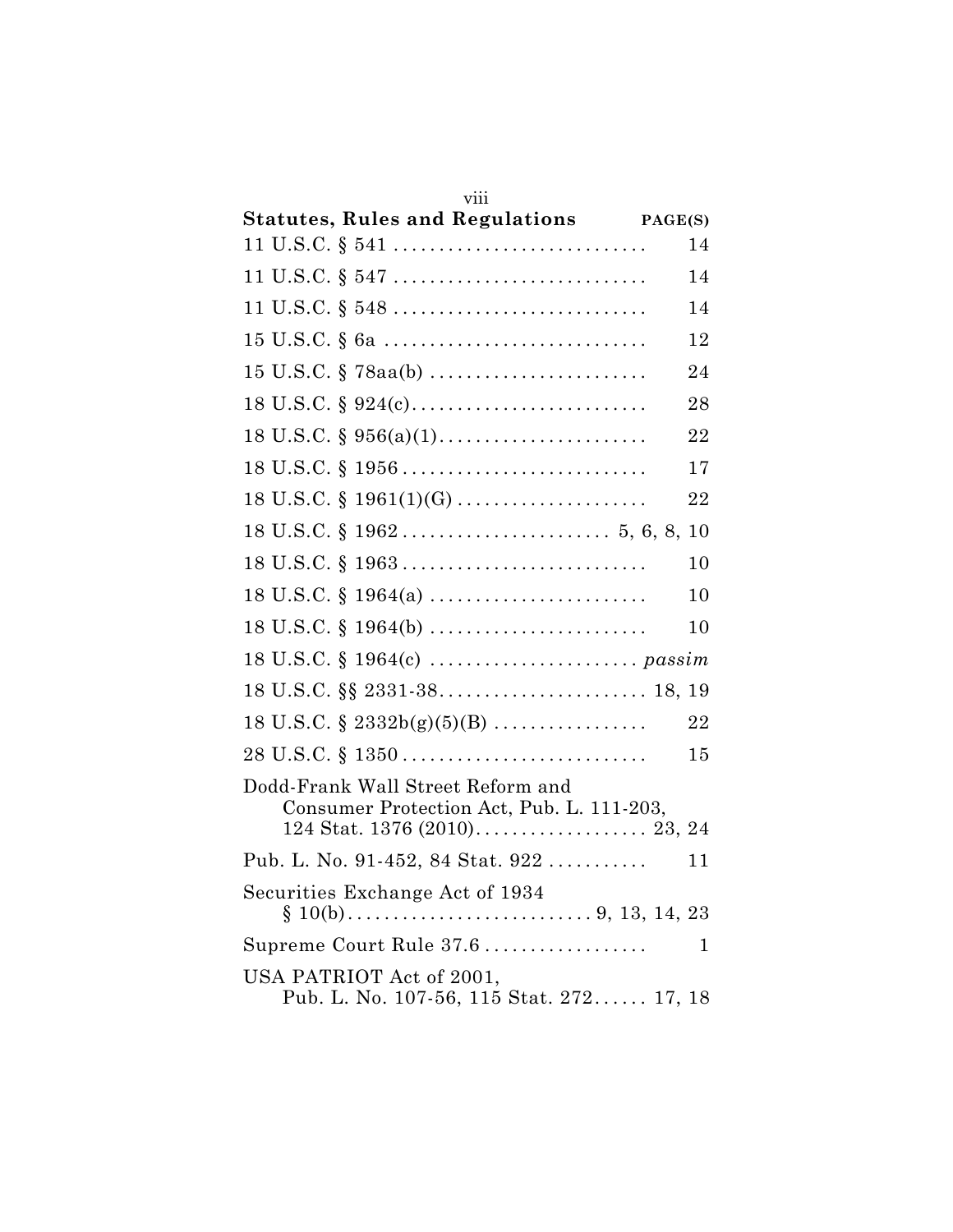| **Statutes, Rules and Regulations** | **PAGE(S)** |
|---|---|
| 11 U.S.C. § 541 | 14 |
| 11 U.S.C. § 547 | 14 |
| 11 U.S.C. § 548 | 14 |
| 15 U.S.C. § 6a | 12 |
| 15 U.S.C. § 78aa(b) | 24 |
| 18 U.S.C. § 924(c) | 28 |
| 18 U.S.C. § 956(a)(1) | 22 |
| 18 U.S.C. § 1956 | 17 |
| 18 U.S.C. § 1961(1)(G) | 22 |
| 18 U.S.C. § 1962 | 5, 6, 8, 10 |
| 18 U.S.C. § 1963 | 10 |
| 18 U.S.C. § 1964(a) | 10 |
| 18 U.S.C. § 1964(b) | 10 |
| 18 U.S.C. § 1964(c) | *passim* |
| 18 U.S.C. §§ 2331-38 | 18, 19 |
| 18 U.S.C. § 2332b(g)(5)(B) | 22 |
| 28 U.S.C. § 1350 | 15 |
| Dodd-Frank Wall Street Reform and Consumer Protection Act, Pub. L. 111-203, 124 Stat. 1376 (2010) | 23, 24 |
| Pub. L. No. 91-452, 84 Stat. 922 | 11 |
| Securities Exchange Act of 1934 § 10(b) | 9, 13, 14, 23 |
| Supreme Court Rule 37.6 | 1 |
| USA PATRIOT Act of 2001, Pub. L. No. 107-56, 115 Stat. 272 | 17, 18 |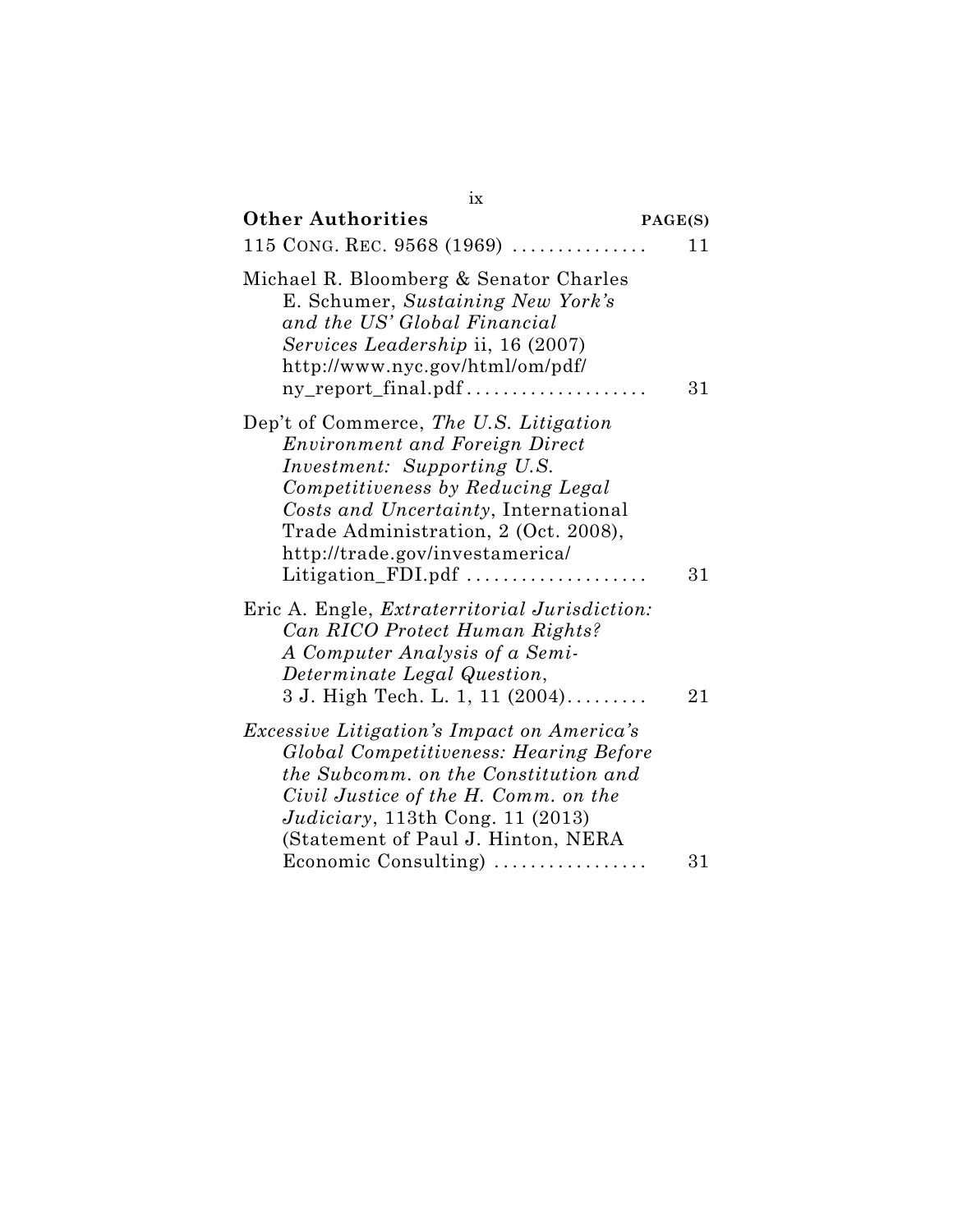**Other Authorities** PAGE(S)

115 CONG. REC. 9568 (1969) ............... 11

Michael R. Bloomberg & Senator Charles E. Schumer, *Sustaining New York's and the US' Global Financial Services Leadership* ii, 16 (2007) http://www.nyc.gov/html/om/pdf/ny_report_final.pdf .................... 31

Dep't of Commerce, *The U.S. Litigation Environment and Foreign Direct Investment: Supporting U.S. Competitiveness by Reducing Legal Costs and Uncertainty*, International Trade Administration, 2 (Oct. 2008), http://trade.gov/investamerica/Litigation_FDI.pdf .................... 31

Eric A. Engle, *Extraterritorial Jurisdiction: Can RICO Protect Human Rights? A Computer Analysis of a Semi-Determinate Legal Question*, 3 J. High Tech. L. 1, 11 (2004) ......... 21

*Excessive Litigation's Impact on America's Global Competitiveness: Hearing Before the Subcomm. on the Constitution and Civil Justice of the H. Comm. on the Judiciary*, 113th Cong. 11 (2013) (Statement of Paul J. Hinton, NERA Economic Consulting) ................. 31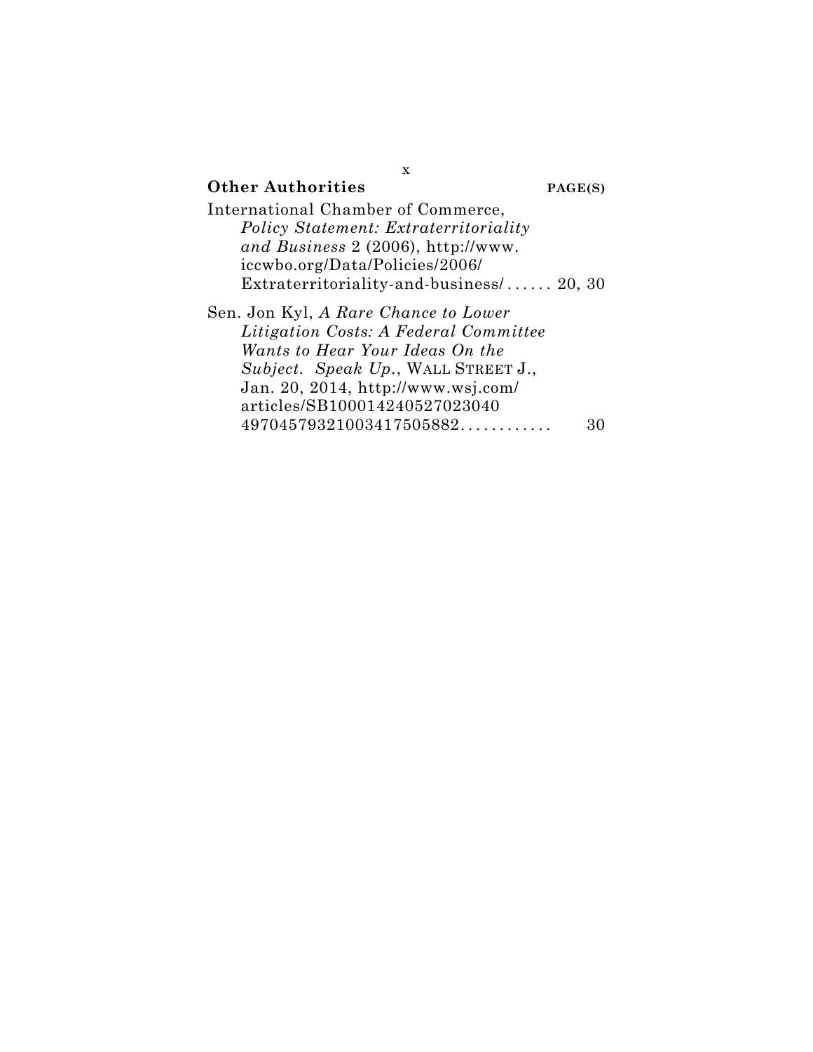**Other Authorities** **PAGE(S)**

International Chamber of Commerce, *Policy Statement: Extraterritoriality and Business* 2 (2006), http://www.iccwbo.org/Data/Policies/2006/Extraterritoriality-and-business/ ...... 20, 30

Sen. Jon Kyl, *A Rare Chance to Lower Litigation Costs: A Federal Committee Wants to Hear Your Ideas On the Subject. Speak Up.*, WALL STREET J., Jan. 20, 2014, http://www.wsj.com/articles/SB100014240527023040497045793210034175058882............ 30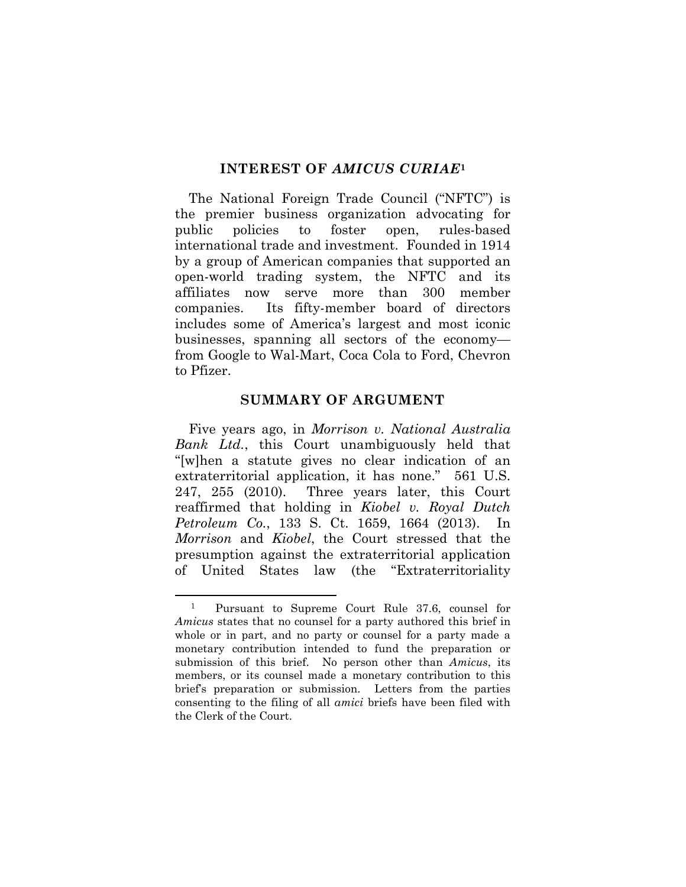## INTEREST OF *AMICUS CURIAE*[1]

The National Foreign Trade Council ("NFTC") is the premier business organization advocating for public policies to foster open, rules-based international trade and investment. Founded in 1914 by a group of American companies that supported an open-world trading system, the NFTC and its affiliates now serve more than 300 member companies. Its fifty-member board of directors includes some of America's largest and most iconic businesses, spanning all sectors of the economy—from Google to Wal-Mart, Coca Cola to Ford, Chevron to Pfizer.

## SUMMARY OF ARGUMENT

Five years ago, in *Morrison v. National Australia Bank Ltd.*, this Court unambiguously held that "[w]hen a statute gives no clear indication of an extraterritorial application, it has none." 561 U.S. 247, 255 (2010). Three years later, this Court reaffirmed that holding in *Kiobel v. Royal Dutch Petroleum Co.*, 133 S. Ct. 1659, 1664 (2013). In *Morrison* and *Kiobel*, the Court stressed that the presumption against the extraterritorial application of United States law (the "Extraterritoriality

---

[1] Pursuant to Supreme Court Rule 37.6, counsel for *Amicus* states that no counsel for a party authored this brief in whole or in part, and no party or counsel for a party made a monetary contribution intended to fund the preparation or submission of this brief. No person other than *Amicus*, its members, or its counsel made a monetary contribution to this brief's preparation or submission. Letters from the parties consenting to the filing of all *amici* briefs have been filed with the Clerk of the Court.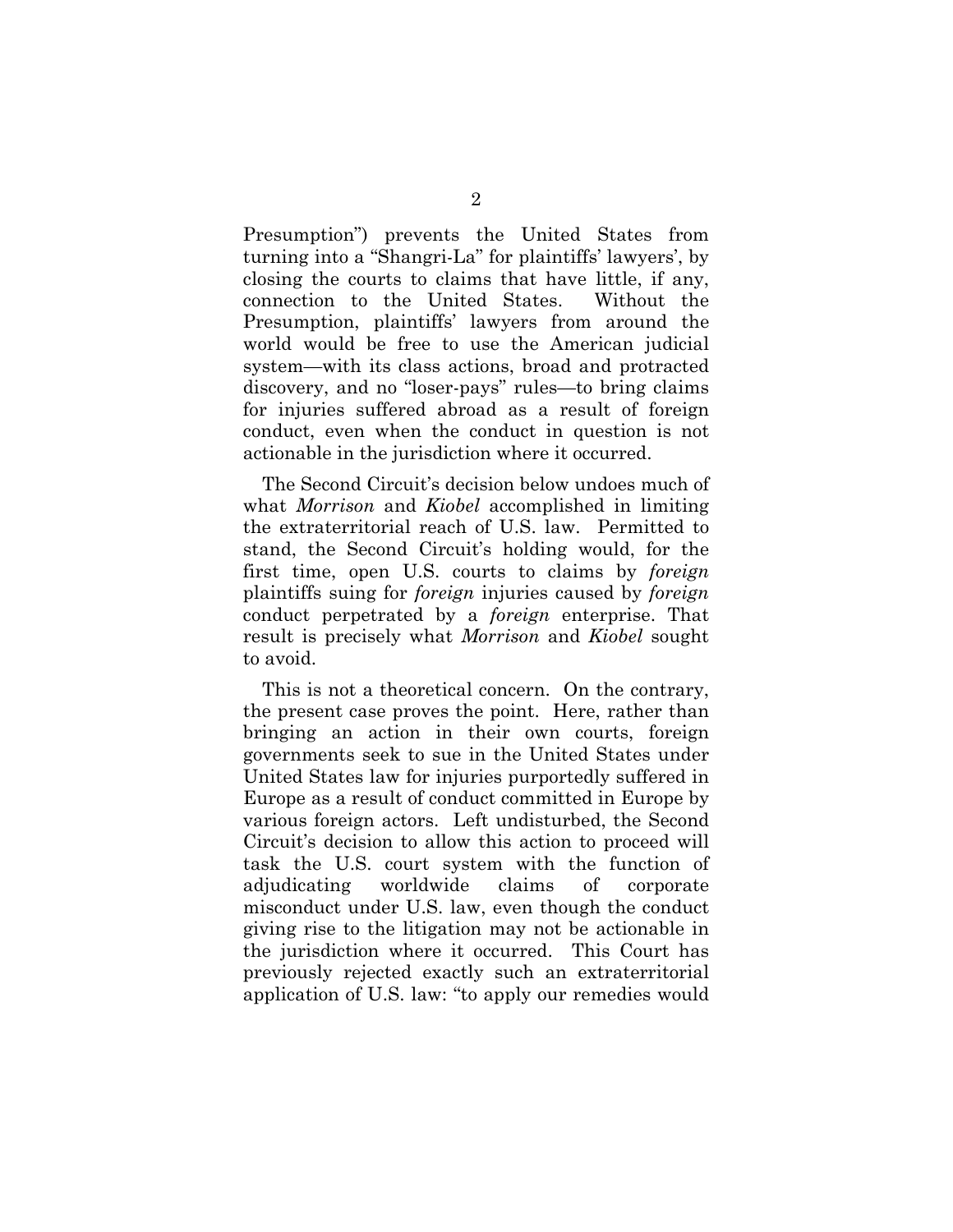Presumption") prevents the United States from turning into a "Shangri-La" for plaintiffs' lawyers', by closing the courts to claims that have little, if any, connection to the United States. Without the Presumption, plaintiffs' lawyers from around the world would be free to use the American judicial system—with its class actions, broad and protracted discovery, and no "loser-pays" rules—to bring claims for injuries suffered abroad as a result of foreign conduct, even when the conduct in question is not actionable in the jurisdiction where it occurred.

The Second Circuit's decision below undoes much of what *Morrison* and *Kiobel* accomplished in limiting the extraterritorial reach of U.S. law. Permitted to stand, the Second Circuit's holding would, for the first time, open U.S. courts to claims by *foreign* plaintiffs suing for *foreign* injuries caused by *foreign* conduct perpetrated by a *foreign* enterprise. That result is precisely what *Morrison* and *Kiobel* sought to avoid.

This is not a theoretical concern. On the contrary, the present case proves the point. Here, rather than bringing an action in their own courts, foreign governments seek to sue in the United States under United States law for injuries purportedly suffered in Europe as a result of conduct committed in Europe by various foreign actors. Left undisturbed, the Second Circuit's decision to allow this action to proceed will task the U.S. court system with the function of adjudicating worldwide claims of corporate misconduct under U.S. law, even though the conduct giving rise to the litigation may not be actionable in the jurisdiction where it occurred. This Court has previously rejected exactly such an extraterritorial application of U.S. law: "to apply our remedies would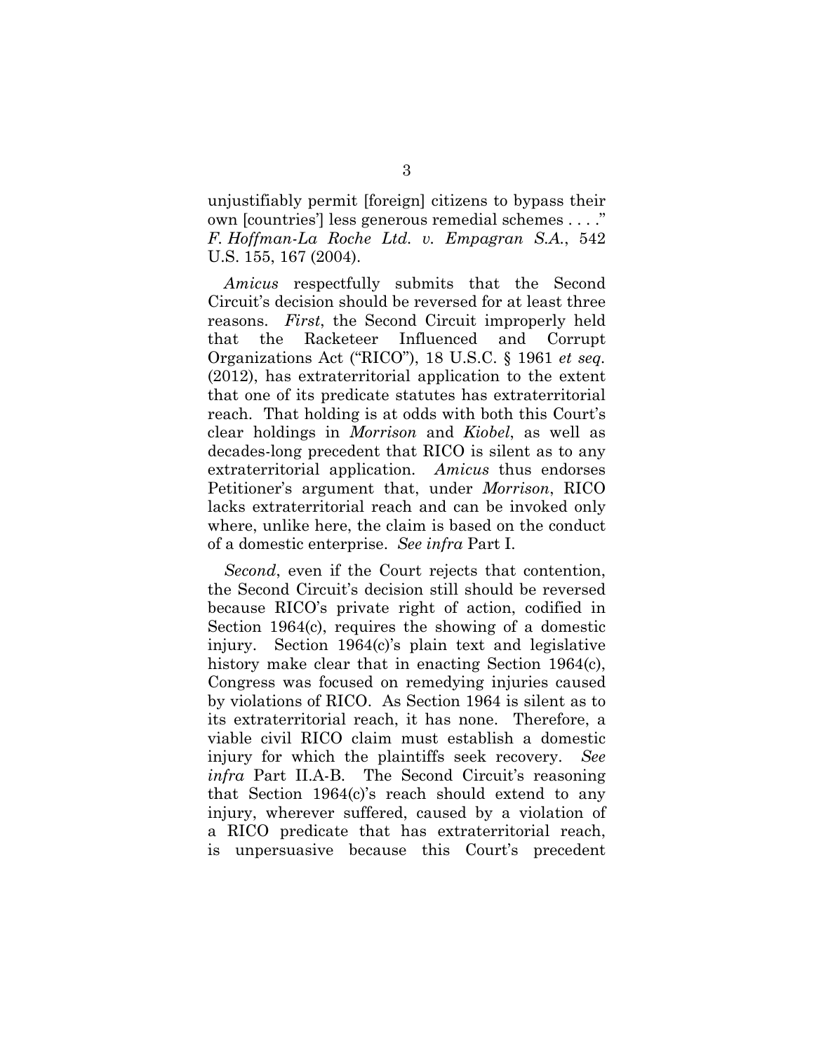unjustifiably permit [foreign] citizens to bypass their own [countries'] less generous remedial schemes . . . ." *F. Hoffman-La Roche Ltd. v. Empagran S.A.*, 542 U.S. 155, 167 (2004).

*Amicus* respectfully submits that the Second Circuit's decision should be reversed for at least three reasons. *First*, the Second Circuit improperly held that the Racketeer Influenced and Corrupt Organizations Act ("RICO"), 18 U.S.C. § 1961 *et seq.* (2012), has extraterritorial application to the extent that one of its predicate statutes has extraterritorial reach. That holding is at odds with both this Court's clear holdings in *Morrison* and *Kiobel*, as well as decades-long precedent that RICO is silent as to any extraterritorial application. *Amicus* thus endorses Petitioner's argument that, under *Morrison*, RICO lacks extraterritorial reach and can be invoked only where, unlike here, the claim is based on the conduct of a domestic enterprise. *See infra* Part I.

*Second*, even if the Court rejects that contention, the Second Circuit's decision still should be reversed because RICO's private right of action, codified in Section 1964(c), requires the showing of a domestic injury. Section 1964(c)'s plain text and legislative history make clear that in enacting Section 1964(c), Congress was focused on remedying injuries caused by violations of RICO. As Section 1964 is silent as to its extraterritorial reach, it has none. Therefore, a viable civil RICO claim must establish a domestic injury for which the plaintiffs seek recovery. *See infra* Part II.A-B. The Second Circuit's reasoning that Section 1964(c)'s reach should extend to any injury, wherever suffered, caused by a violation of a RICO predicate that has extraterritorial reach, is unpersuasive because this Court's precedent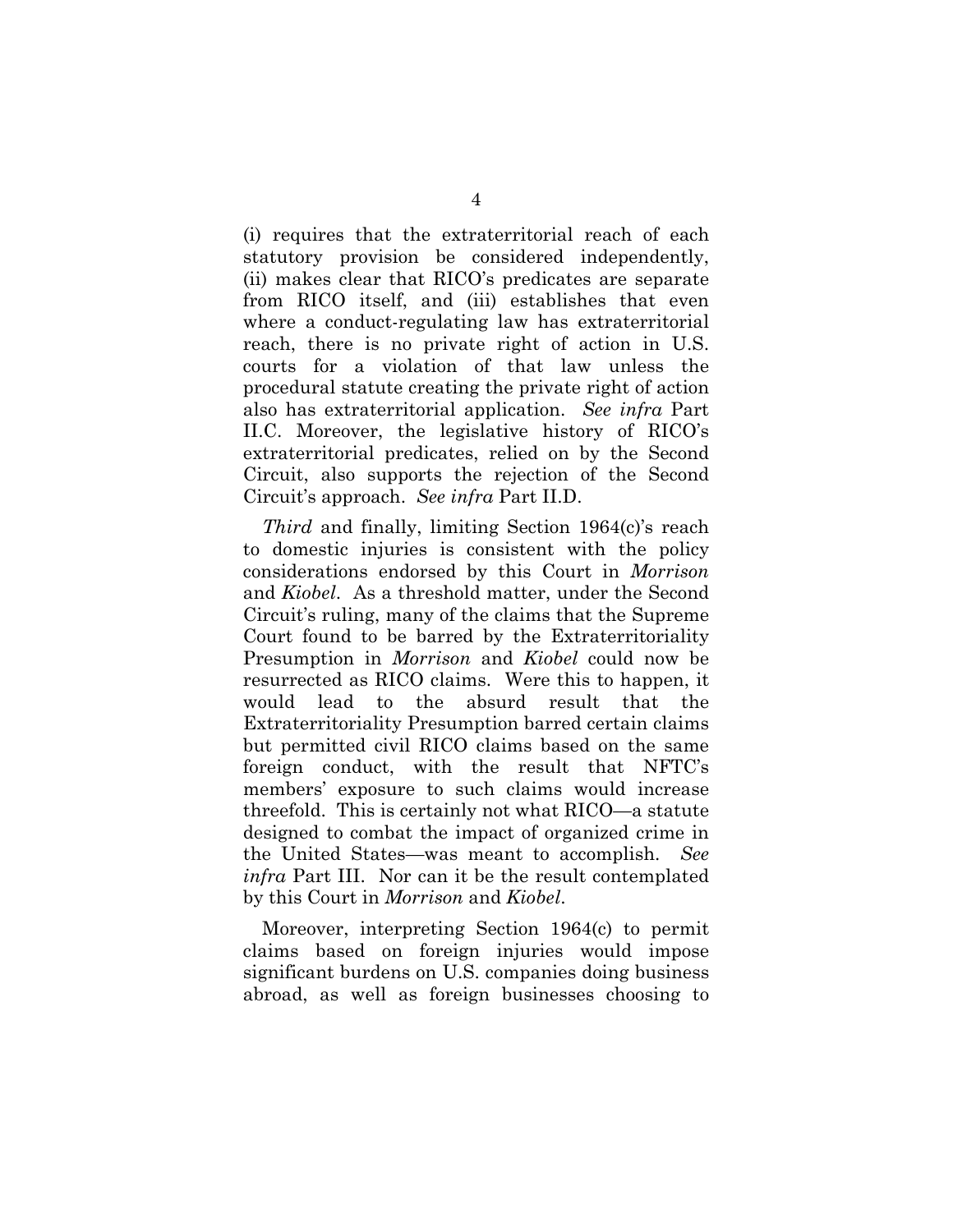(i) requires that the extraterritorial reach of each statutory provision be considered independently, (ii) makes clear that RICO's predicates are separate from RICO itself, and (iii) establishes that even where a conduct-regulating law has extraterritorial reach, there is no private right of action in U.S. courts for a violation of that law unless the procedural statute creating the private right of action also has extraterritorial application. *See infra* Part II.C. Moreover, the legislative history of RICO's extraterritorial predicates, relied on by the Second Circuit, also supports the rejection of the Second Circuit's approach. *See infra* Part II.D.

*Third* and finally, limiting Section 1964(c)'s reach to domestic injuries is consistent with the policy considerations endorsed by this Court in *Morrison* and *Kiobel*. As a threshold matter, under the Second Circuit's ruling, many of the claims that the Supreme Court found to be barred by the Extraterritoriality Presumption in *Morrison* and *Kiobel* could now be resurrected as RICO claims. Were this to happen, it would lead to the absurd result that the Extraterritoriality Presumption barred certain claims but permitted civil RICO claims based on the same foreign conduct, with the result that NFTC's members' exposure to such claims would increase threefold. This is certainly not what RICO—a statute designed to combat the impact of organized crime in the United States—was meant to accomplish. *See infra* Part III. Nor can it be the result contemplated by this Court in *Morrison* and *Kiobel*.

Moreover, interpreting Section 1964(c) to permit claims based on foreign injuries would impose significant burdens on U.S. companies doing business abroad, as well as foreign businesses choosing to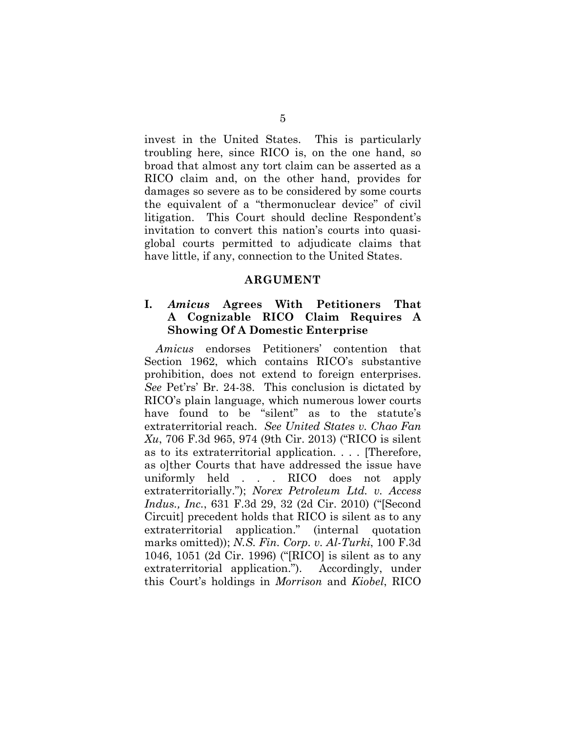invest in the United States. This is particularly troubling here, since RICO is, on the one hand, so broad that almost any tort claim can be asserted as a RICO claim and, on the other hand, provides for damages so severe as to be considered by some courts the equivalent of a "thermonuclear device" of civil litigation. This Court should decline Respondent's invitation to convert this nation's courts into quasi-global courts permitted to adjudicate claims that have little, if any, connection to the United States.

## ARGUMENT

### I. *Amicus* Agrees With Petitioners That A Cognizable RICO Claim Requires A Showing Of A Domestic Enterprise

*Amicus* endorses Petitioners' contention that Section 1962, which contains RICO's substantive prohibition, does not extend to foreign enterprises. *See* Pet'rs' Br. 24-38. This conclusion is dictated by RICO's plain language, which numerous lower courts have found to be "silent" as to the statute's extraterritorial reach. *See United States v. Chao Fan Xu*, 706 F.3d 965, 974 (9th Cir. 2013) ("RICO is silent as to its extraterritorial application. . . . [Therefore, as o]ther Courts that have addressed the issue have uniformly held . . . RICO does not apply extraterritorially."); *Norex Petroleum Ltd. v. Access Indus., Inc.*, 631 F.3d 29, 32 (2d Cir. 2010) ("[Second Circuit] precedent holds that RICO is silent as to any extraterritorial application." (internal quotation marks omitted)); *N.S. Fin. Corp. v. Al-Turki*, 100 F.3d 1046, 1051 (2d Cir. 1996) ("[RICO] is silent as to any extraterritorial application."). Accordingly, under this Court's holdings in *Morrison* and *Kiobel*, RICO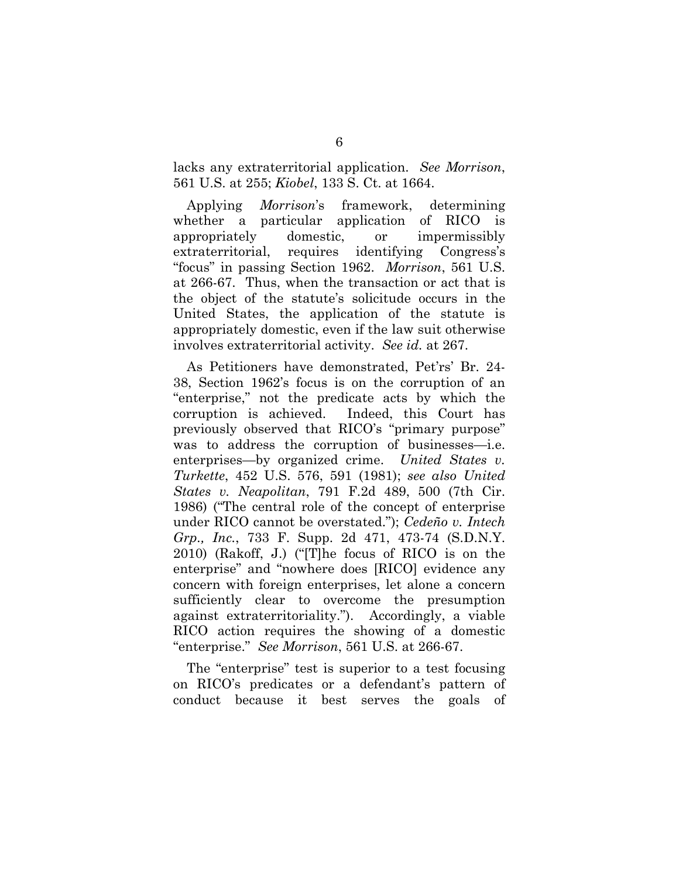lacks any extraterritorial application. *See Morrison*, 561 U.S. at 255; *Kiobel*, 133 S. Ct. at 1664.

Applying *Morrison*'s framework, determining whether a particular application of RICO is appropriately domestic, or impermissibly extraterritorial, requires identifying Congress's "focus" in passing Section 1962. *Morrison*, 561 U.S. at 266-67. Thus, when the transaction or act that is the object of the statute's solicitude occurs in the United States, the application of the statute is appropriately domestic, even if the law suit otherwise involves extraterritorial activity. *See id.* at 267.

As Petitioners have demonstrated, Pet'rs' Br. 24-38, Section 1962's focus is on the corruption of an "enterprise," not the predicate acts by which the corruption is achieved. Indeed, this Court has previously observed that RICO's "primary purpose" was to address the corruption of businesses—i.e. enterprises—by organized crime. *United States v. Turkette*, 452 U.S. 576, 591 (1981); *see also United States v. Neapolitan*, 791 F.2d 489, 500 (7th Cir. 1986) ("The central role of the concept of enterprise under RICO cannot be overstated."); *Cedeño v. Intech Grp., Inc.*, 733 F. Supp. 2d 471, 473-74 (S.D.N.Y. 2010) (Rakoff, J.) ("[T]he focus of RICO is on the enterprise" and "nowhere does [RICO] evidence any concern with foreign enterprises, let alone a concern sufficiently clear to overcome the presumption against extraterritoriality."). Accordingly, a viable RICO action requires the showing of a domestic "enterprise." *See Morrison*, 561 U.S. at 266-67.

The "enterprise" test is superior to a test focusing on RICO's predicates or a defendant's pattern of conduct because it best serves the goals of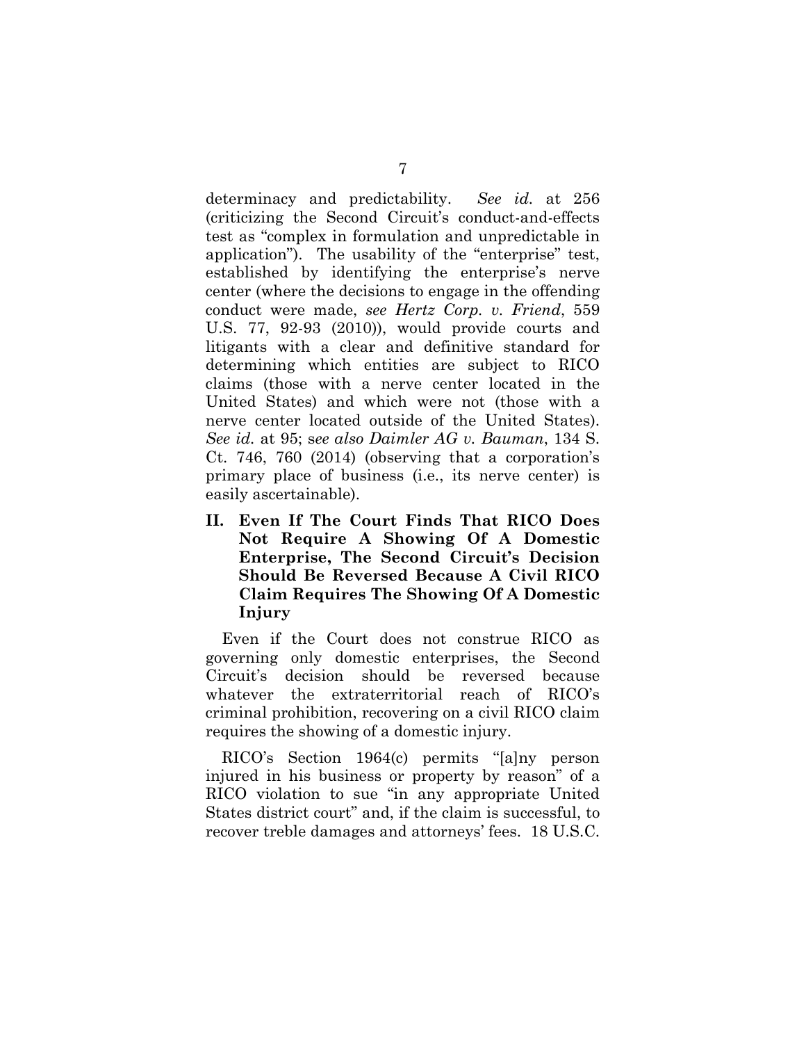determinacy and predictability. *See id.* at 256 (criticizing the Second Circuit's conduct-and-effects test as "complex in formulation and unpredictable in application"). The usability of the "enterprise" test, established by identifying the enterprise's nerve center (where the decisions to engage in the offending conduct were made, *see Hertz Corp. v. Friend*, 559 U.S. 77, 92-93 (2010)), would provide courts and litigants with a clear and definitive standard for determining which entities are subject to RICO claims (those with a nerve center located in the United States) and which were not (those with a nerve center located outside of the United States). *See id.* at 95; *see also Daimler AG v. Bauman*, 134 S. Ct. 746, 760 (2014) (observing that a corporation's primary place of business (i.e., its nerve center) is easily ascertainable).

## II. Even If The Court Finds That RICO Does Not Require A Showing Of A Domestic Enterprise, The Second Circuit's Decision Should Be Reversed Because A Civil RICO Claim Requires The Showing Of A Domestic Injury

Even if the Court does not construe RICO as governing only domestic enterprises, the Second Circuit's decision should be reversed because whatever the extraterritorial reach of RICO's criminal prohibition, recovering on a civil RICO claim requires the showing of a domestic injury.

RICO's Section 1964(c) permits "[a]ny person injured in his business or property by reason" of a RICO violation to sue "in any appropriate United States district court" and, if the claim is successful, to recover treble damages and attorneys' fees. 18 U.S.C.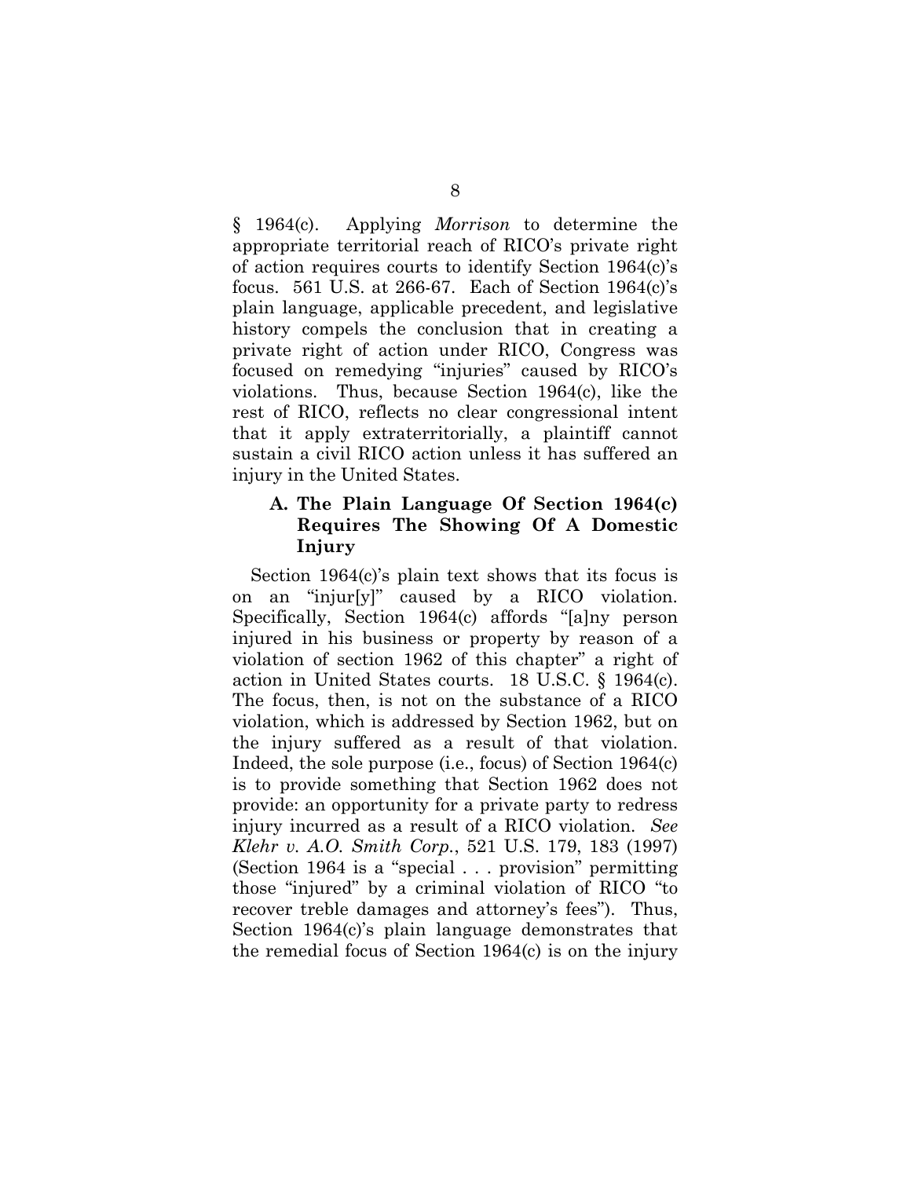§ 1964(c). Applying *Morrison* to determine the appropriate territorial reach of RICO's private right of action requires courts to identify Section 1964(c)'s focus. 561 U.S. at 266-67. Each of Section 1964(c)'s plain language, applicable precedent, and legislative history compels the conclusion that in creating a private right of action under RICO, Congress was focused on remedying "injuries" caused by RICO's violations. Thus, because Section 1964(c), like the rest of RICO, reflects no clear congressional intent that it apply extraterritorially, a plaintiff cannot sustain a civil RICO action unless it has suffered an injury in the United States.

### A. The Plain Language Of Section 1964(c) Requires The Showing Of A Domestic Injury

Section 1964(c)'s plain text shows that its focus is on an "injur[y]" caused by a RICO violation. Specifically, Section 1964(c) affords "[a]ny person injured in his business or property by reason of a violation of section 1962 of this chapter" a right of action in United States courts. 18 U.S.C. § 1964(c). The focus, then, is not on the substance of a RICO violation, which is addressed by Section 1962, but on the injury suffered as a result of that violation. Indeed, the sole purpose (i.e., focus) of Section 1964(c) is to provide something that Section 1962 does not provide: an opportunity for a private party to redress injury incurred as a result of a RICO violation. *See Klehr v. A.O. Smith Corp.*, 521 U.S. 179, 183 (1997) (Section 1964 is a "special . . . provision" permitting those "injured" by a criminal violation of RICO "to recover treble damages and attorney's fees"). Thus, Section 1964(c)'s plain language demonstrates that the remedial focus of Section 1964(c) is on the injury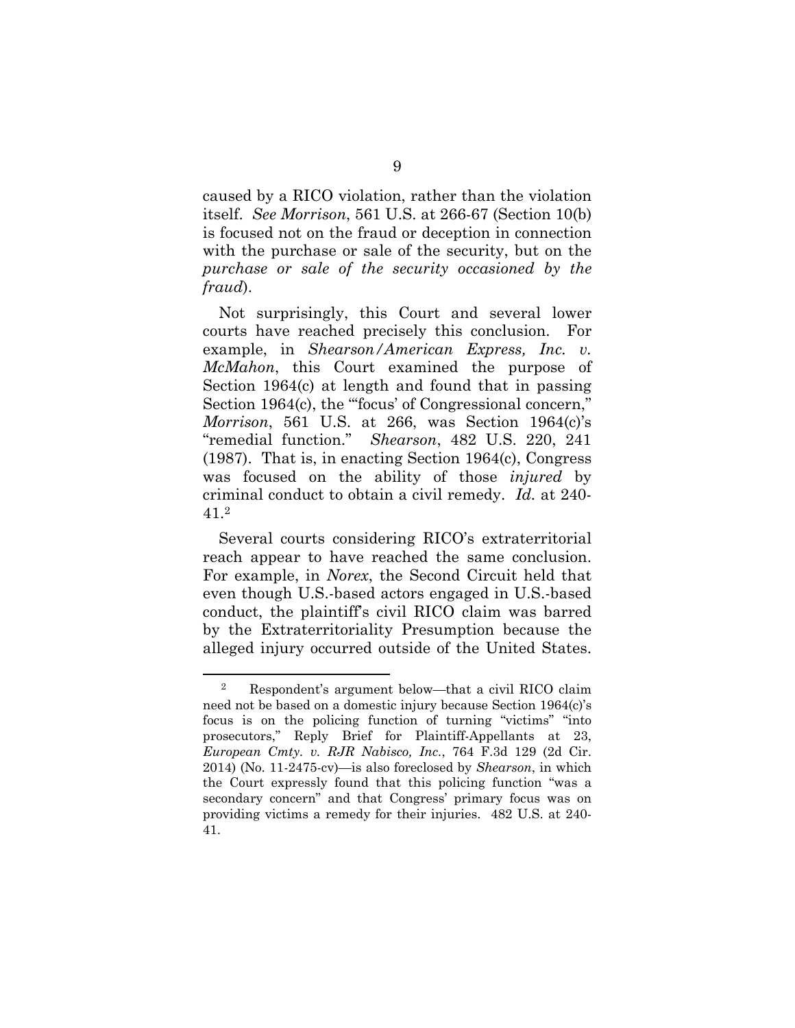caused by a RICO violation, rather than the violation itself. *See Morrison*, 561 U.S. at 266-67 (Section 10(b) is focused not on the fraud or deception in connection with the purchase or sale of the security, but on the *purchase or sale of the security occasioned by the fraud*).

Not surprisingly, this Court and several lower courts have reached precisely this conclusion. For example, in *Shearson/American Express, Inc. v. McMahon*, this Court examined the purpose of Section 1964(c) at length and found that in passing Section 1964(c), the "'focus' of Congressional concern," *Morrison*, 561 U.S. at 266, was Section 1964(c)'s "remedial function." *Shearson*, 482 U.S. 220, 241 (1987). That is, in enacting Section 1964(c), Congress was focused on the ability of those *injured* by criminal conduct to obtain a civil remedy. *Id.* at 240-41.[2]

Several courts considering RICO's extraterritorial reach appear to have reached the same conclusion. For example, in *Norex*, the Second Circuit held that even though U.S.-based actors engaged in U.S.-based conduct, the plaintiff's civil RICO claim was barred by the Extraterritoriality Presumption because the alleged injury occurred outside of the United States.

---

[2] Respondent's argument below—that a civil RICO claim need not be based on a domestic injury because Section 1964(c)'s focus is on the policing function of turning "victims" "into prosecutors," Reply Brief for Plaintiff-Appellants at 23, *European Cmty. v. RJR Nabisco, Inc.*, 764 F.3d 129 (2d Cir. 2014) (No. 11-2475-cv)—is also foreclosed by *Shearson*, in which the Court expressly found that this policing function "was a secondary concern" and that Congress' primary focus was on providing victims a remedy for their injuries. 482 U.S. at 240-41.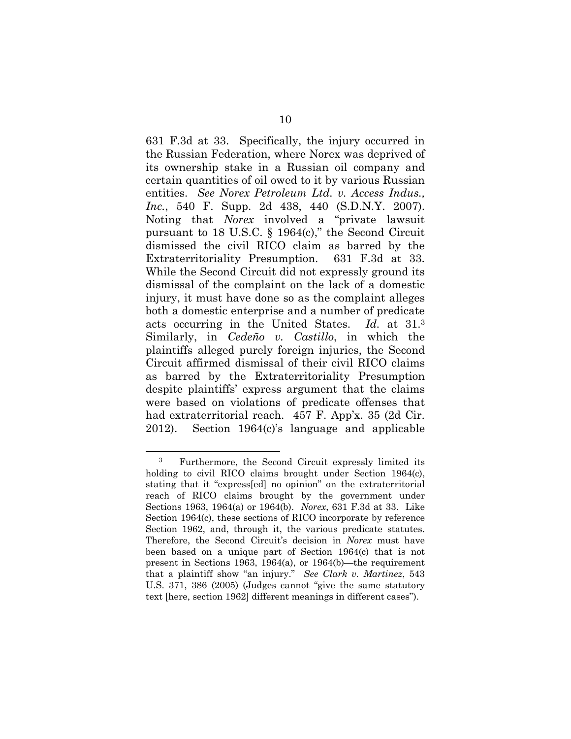631 F.3d at 33. Specifically, the injury occurred in the Russian Federation, where Norex was deprived of its ownership stake in a Russian oil company and certain quantities of oil owed to it by various Russian entities. *See Norex Petroleum Ltd. v. Access Indus., Inc.*, 540 F. Supp. 2d 438, 440 (S.D.N.Y. 2007). Noting that *Norex* involved a "private lawsuit pursuant to 18 U.S.C. § 1964(c)," the Second Circuit dismissed the civil RICO claim as barred by the Extraterritoriality Presumption. 631 F.3d at 33. While the Second Circuit did not expressly ground its dismissal of the complaint on the lack of a domestic injury, it must have done so as the complaint alleges both a domestic enterprise and a number of predicate acts occurring in the United States. *Id.* at 31.[3] Similarly, in *Cedeño v. Castillo*, in which the plaintiffs alleged purely foreign injuries, the Second Circuit affirmed dismissal of their civil RICO claims as barred by the Extraterritoriality Presumption despite plaintiffs' express argument that the claims were based on violations of predicate offenses that had extraterritorial reach. 457 F. App'x. 35 (2d Cir. 2012). Section 1964(c)'s language and applicable

---

[3] Furthermore, the Second Circuit expressly limited its holding to civil RICO claims brought under Section 1964(c), stating that it "express[ed] no opinion" on the extraterritorial reach of RICO claims brought by the government under Sections 1963, 1964(a) or 1964(b). *Norex*, 631 F.3d at 33. Like Section 1964(c), these sections of RICO incorporate by reference Section 1962, and, through it, the various predicate statutes. Therefore, the Second Circuit's decision in *Norex* must have been based on a unique part of Section 1964(c) that is not present in Sections 1963, 1964(a), or 1964(b)—the requirement that a plaintiff show "an injury." *See Clark v. Martinez*, 543 U.S. 371, 386 (2005) (Judges cannot "give the same statutory text [here, section 1962] different meanings in different cases").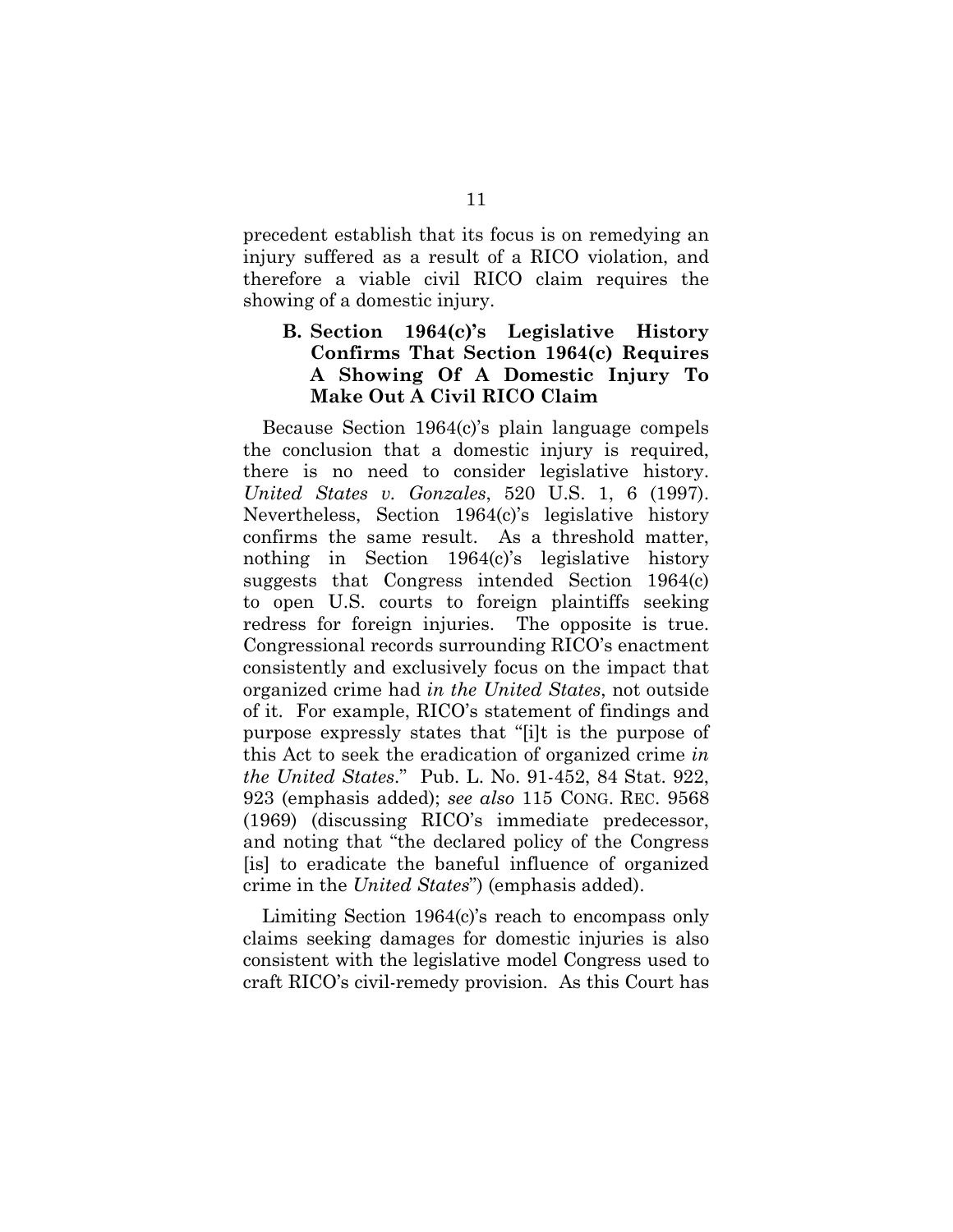precedent establish that its focus is on remedying an injury suffered as a result of a RICO violation, and therefore a viable civil RICO claim requires the showing of a domestic injury.

### B. Section 1964(c)'s Legislative History Confirms That Section 1964(c) Requires A Showing Of A Domestic Injury To Make Out A Civil RICO Claim

Because Section 1964(c)'s plain language compels the conclusion that a domestic injury is required, there is no need to consider legislative history. *United States v. Gonzales*, 520 U.S. 1, 6 (1997). Nevertheless, Section 1964(c)'s legislative history confirms the same result. As a threshold matter, nothing in Section 1964(c)'s legislative history suggests that Congress intended Section 1964(c) to open U.S. courts to foreign plaintiffs seeking redress for foreign injuries. The opposite is true. Congressional records surrounding RICO's enactment consistently and exclusively focus on the impact that organized crime had *in the United States*, not outside of it. For example, RICO's statement of findings and purpose expressly states that "[i]t is the purpose of this Act to seek the eradication of organized crime *in the United States*." Pub. L. No. 91-452, 84 Stat. 922, 923 (emphasis added); *see also* 115 CONG. REC. 9568 (1969) (discussing RICO's immediate predecessor, and noting that "the declared policy of the Congress [is] to eradicate the baneful influence of organized crime in the *United States*") (emphasis added).

Limiting Section 1964(c)'s reach to encompass only claims seeking damages for domestic injuries is also consistent with the legislative model Congress used to craft RICO's civil-remedy provision. As this Court has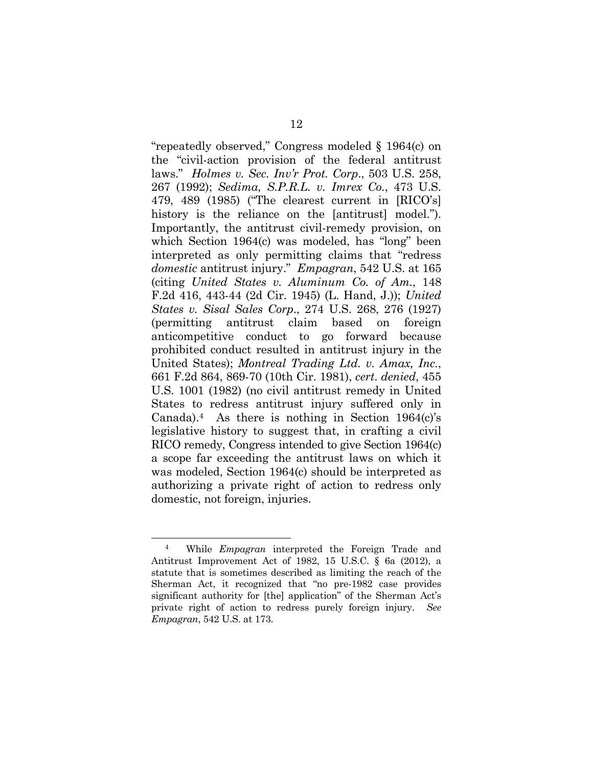"repeatedly observed," Congress modeled § 1964(c) on the "civil-action provision of the federal antitrust laws." *Holmes v. Sec. Inv'r Prot. Corp.*, 503 U.S. 258, 267 (1992); *Sedima, S.P.R.L. v. Imrex Co.*, 473 U.S. 479, 489 (1985) ("The clearest current in [RICO's] history is the reliance on the [antitrust] model."). Importantly, the antitrust civil-remedy provision, on which Section 1964(c) was modeled, has "long" been interpreted as only permitting claims that "redress *domestic* antitrust injury." *Empagran*, 542 U.S. at 165 (citing *United States v. Aluminum Co. of Am.*, 148 F.2d 416, 443-44 (2d Cir. 1945) (L. Hand, J.)); *United States v. Sisal Sales Corp.*, 274 U.S. 268, 276 (1927) (permitting antitrust claim based on foreign anticompetitive conduct to go forward because prohibited conduct resulted in antitrust injury in the United States); *Montreal Trading Ltd. v. Amax, Inc.*, 661 F.2d 864, 869-70 (10th Cir. 1981), *cert. denied*, 455 U.S. 1001 (1982) (no civil antitrust remedy in United States to redress antitrust injury suffered only in Canada).[4] As there is nothing in Section 1964(c)'s legislative history to suggest that, in crafting a civil RICO remedy, Congress intended to give Section 1964(c) a scope far exceeding the antitrust laws on which it was modeled, Section 1964(c) should be interpreted as authorizing a private right of action to redress only domestic, not foreign, injuries.

---

[4] While *Empagran* interpreted the Foreign Trade and Antitrust Improvement Act of 1982, 15 U.S.C. § 6a (2012), a statute that is sometimes described as limiting the reach of the Sherman Act, it recognized that "no pre-1982 case provides significant authority for [the] application" of the Sherman Act's private right of action to redress purely foreign injury. *See Empagran*, 542 U.S. at 173.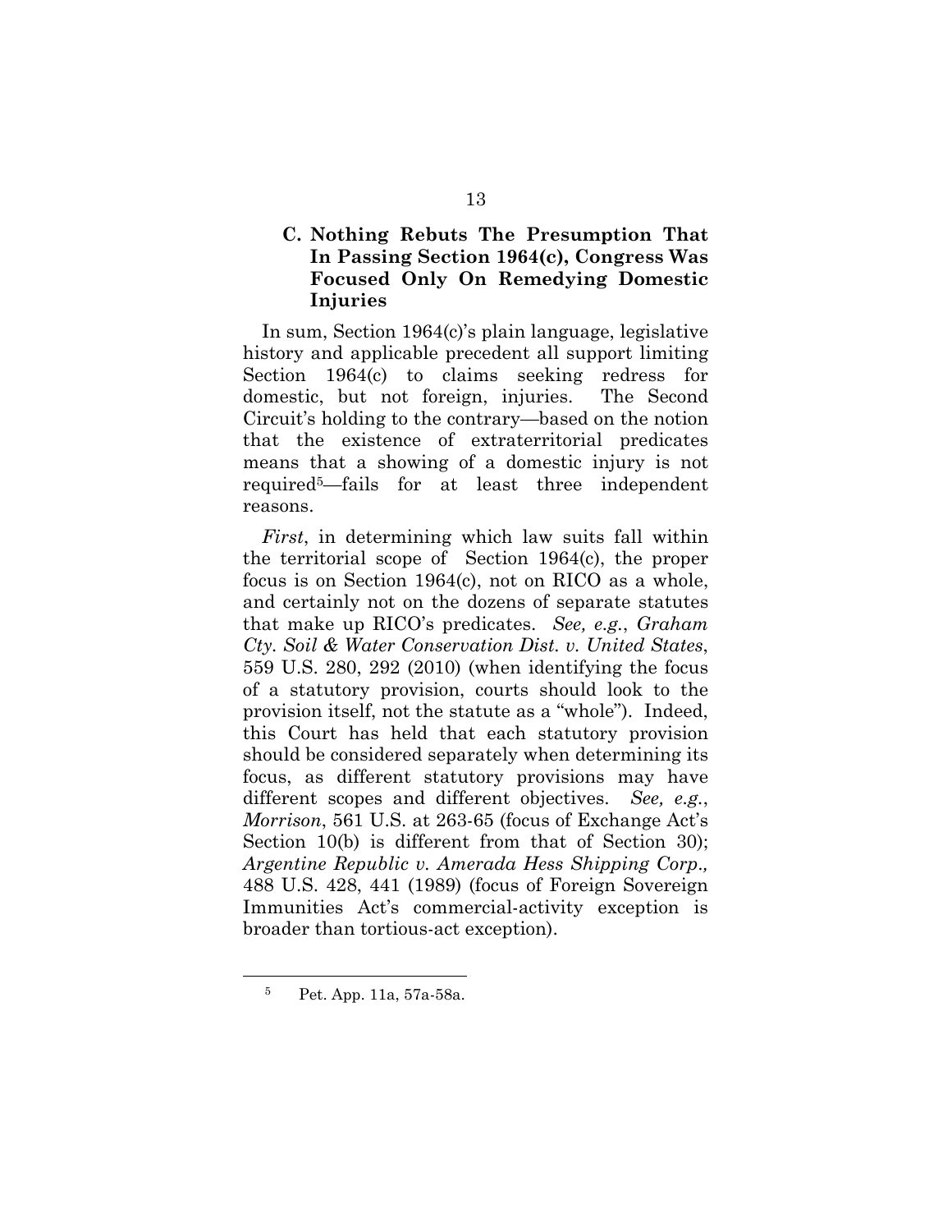### C. Nothing Rebuts The Presumption That In Passing Section 1964(c), Congress Was Focused Only On Remedying Domestic Injuries

In sum, Section 1964(c)'s plain language, legislative history and applicable precedent all support limiting Section 1964(c) to claims seeking redress for domestic, but not foreign, injuries. The Second Circuit's holding to the contrary—based on the notion that the existence of extraterritorial predicates means that a showing of a domestic injury is not required[5]—fails for at least three independent reasons.

*First*, in determining which law suits fall within the territorial scope of Section 1964(c), the proper focus is on Section 1964(c), not on RICO as a whole, and certainly not on the dozens of separate statutes that make up RICO's predicates. *See, e.g.*, *Graham Cty. Soil & Water Conservation Dist. v. United States*, 559 U.S. 280, 292 (2010) (when identifying the focus of a statutory provision, courts should look to the provision itself, not the statute as a "whole"). Indeed, this Court has held that each statutory provision should be considered separately when determining its focus, as different statutory provisions may have different scopes and different objectives. *See, e.g.*, *Morrison*, 561 U.S. at 263-65 (focus of Exchange Act's Section 10(b) is different from that of Section 30); *Argentine Republic v. Amerada Hess Shipping Corp.*, 488 U.S. 428, 441 (1989) (focus of Foreign Sovereign Immunities Act's commercial-activity exception is broader than tortious-act exception).

---

[5] Pet. App. 11a, 57a-58a.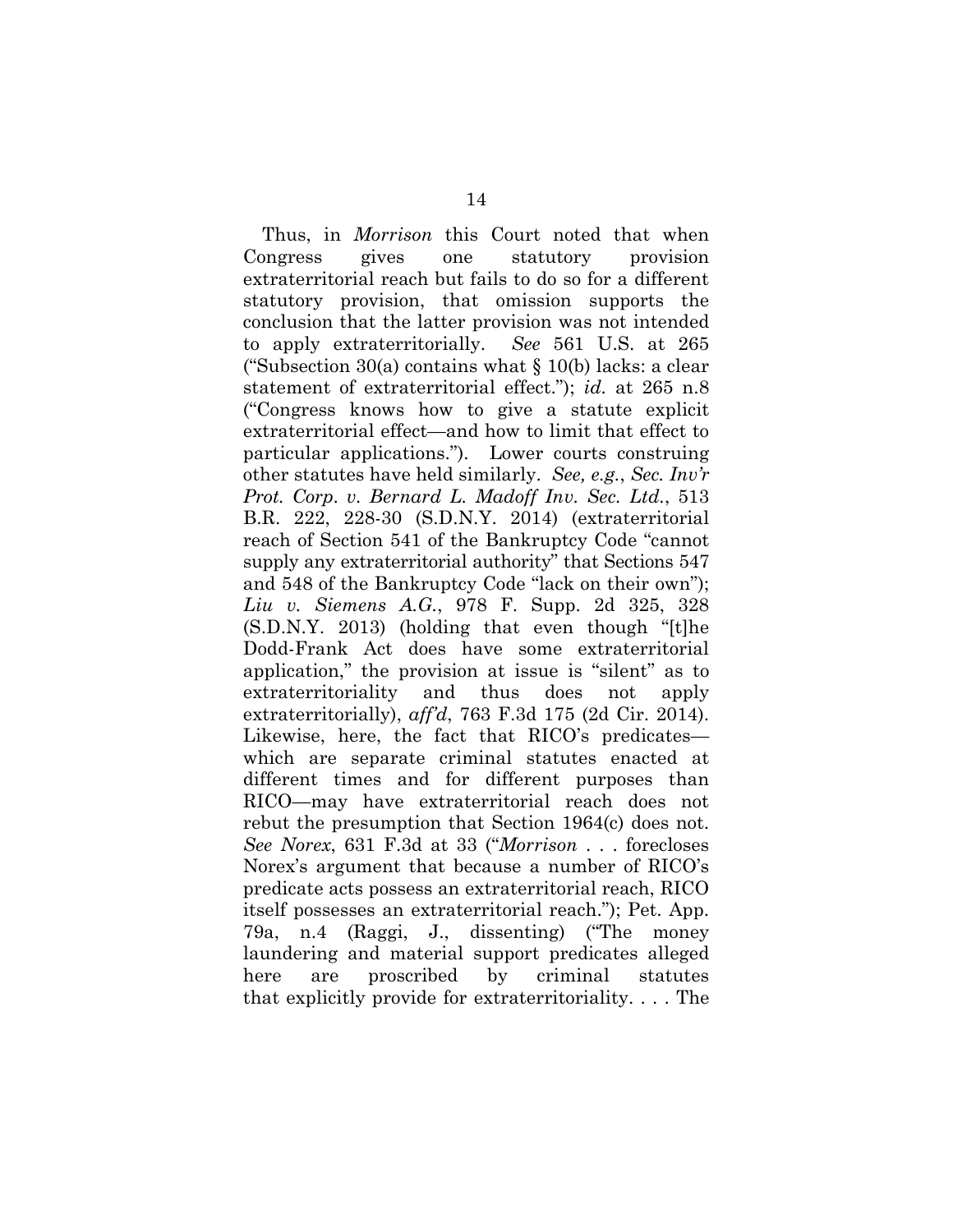Thus, in *Morrison* this Court noted that when Congress gives one statutory provision extraterritorial reach but fails to do so for a different statutory provision, that omission supports the conclusion that the latter provision was not intended to apply extraterritorially. *See* 561 U.S. at 265 ("Subsection 30(a) contains what § 10(b) lacks: a clear statement of extraterritorial effect."); *id.* at 265 n.8 ("Congress knows how to give a statute explicit extraterritorial effect—and how to limit that effect to particular applications."). Lower courts construing other statutes have held similarly. *See, e.g.*, *Sec. Inv'r Prot. Corp. v. Bernard L. Madoff Inv. Sec. Ltd.*, 513 B.R. 222, 228-30 (S.D.N.Y. 2014) (extraterritorial reach of Section 541 of the Bankruptcy Code "cannot supply any extraterritorial authority" that Sections 547 and 548 of the Bankruptcy Code "lack on their own"); *Liu v. Siemens A.G.*, 978 F. Supp. 2d 325, 328 (S.D.N.Y. 2013) (holding that even though "[t]he Dodd-Frank Act does have some extraterritorial application," the provision at issue is "silent" as to extraterritoriality and thus does not apply extraterritorially), *aff'd*, 763 F.3d 175 (2d Cir. 2014). Likewise, here, the fact that RICO's predicates—which are separate criminal statutes enacted at different times and for different purposes than RICO—may have extraterritorial reach does not rebut the presumption that Section 1964(c) does not. *See Norex*, 631 F.3d at 33 ("*Morrison* . . . forecloses Norex's argument that because a number of RICO's predicate acts possess an extraterritorial reach, RICO itself possesses an extraterritorial reach."); Pet. App. 79a, n.4 (Raggi, J., dissenting) ("The money laundering and material support predicates alleged here are proscribed by criminal statutes that explicitly provide for extraterritoriality. . . . The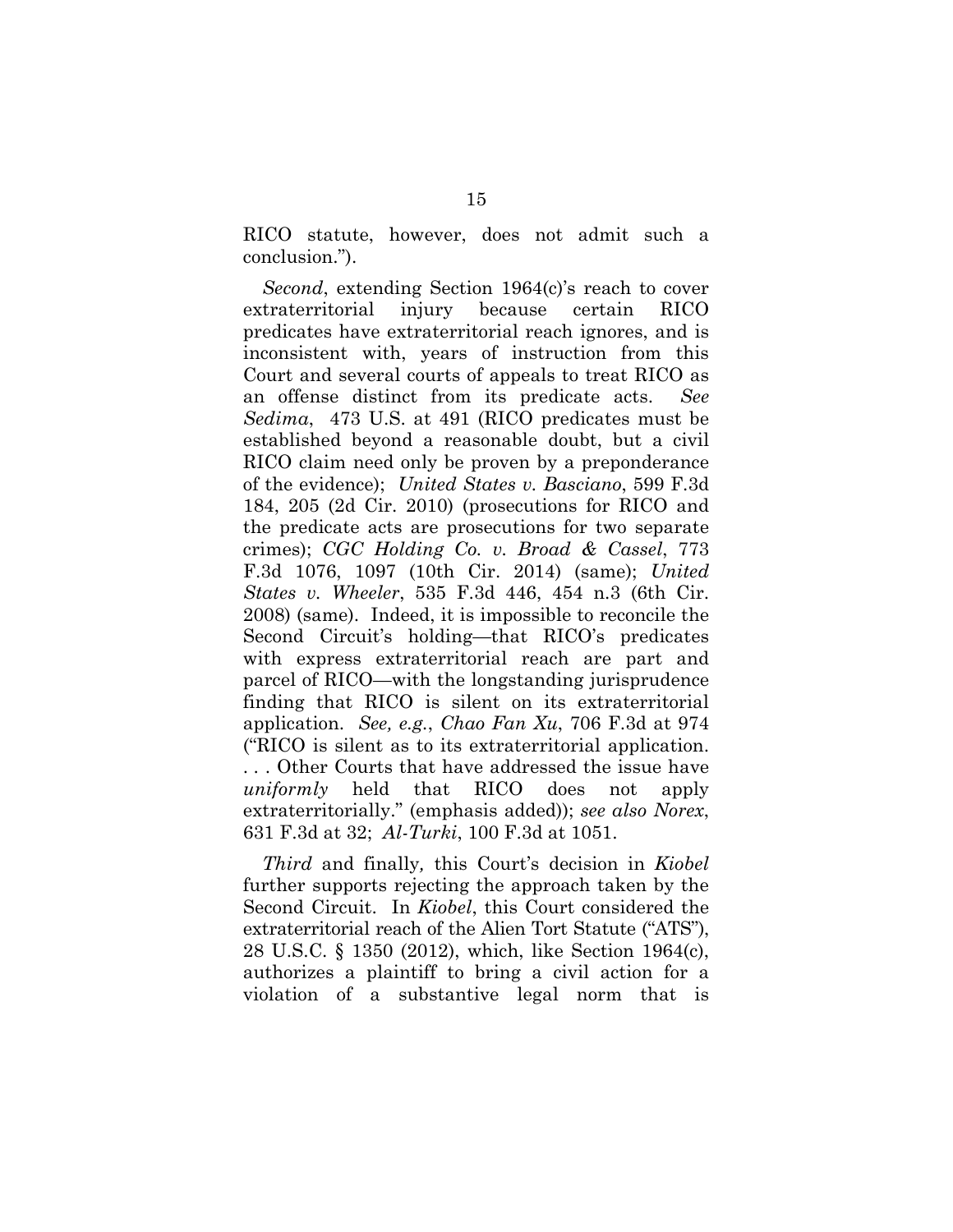RICO statute, however, does not admit such a conclusion.").

*Second*, extending Section 1964(c)'s reach to cover extraterritorial injury because certain RICO predicates have extraterritorial reach ignores, and is inconsistent with, years of instruction from this Court and several courts of appeals to treat RICO as an offense distinct from its predicate acts. *See Sedima*, 473 U.S. at 491 (RICO predicates must be established beyond a reasonable doubt, but a civil RICO claim need only be proven by a preponderance of the evidence); *United States v. Basciano*, 599 F.3d 184, 205 (2d Cir. 2010) (prosecutions for RICO and the predicate acts are prosecutions for two separate crimes); *CGC Holding Co. v. Broad & Cassel*, 773 F.3d 1076, 1097 (10th Cir. 2014) (same); *United States v. Wheeler*, 535 F.3d 446, 454 n.3 (6th Cir. 2008) (same). Indeed, it is impossible to reconcile the Second Circuit's holding—that RICO's predicates with express extraterritorial reach are part and parcel of RICO—with the longstanding jurisprudence finding that RICO is silent on its extraterritorial application. *See, e.g.*, *Chao Fan Xu*, 706 F.3d at 974 ("RICO is silent as to its extraterritorial application. . . . Other Courts that have addressed the issue have *uniformly* held that RICO does not apply extraterritorially." (emphasis added)); *see also Norex*, 631 F.3d at 32; *Al-Turki*, 100 F.3d at 1051.

*Third* and finally, this Court's decision in *Kiobel* further supports rejecting the approach taken by the Second Circuit. In *Kiobel*, this Court considered the extraterritorial reach of the Alien Tort Statute ("ATS"), 28 U.S.C. § 1350 (2012), which, like Section 1964(c), authorizes a plaintiff to bring a civil action for a violation of a substantive legal norm that is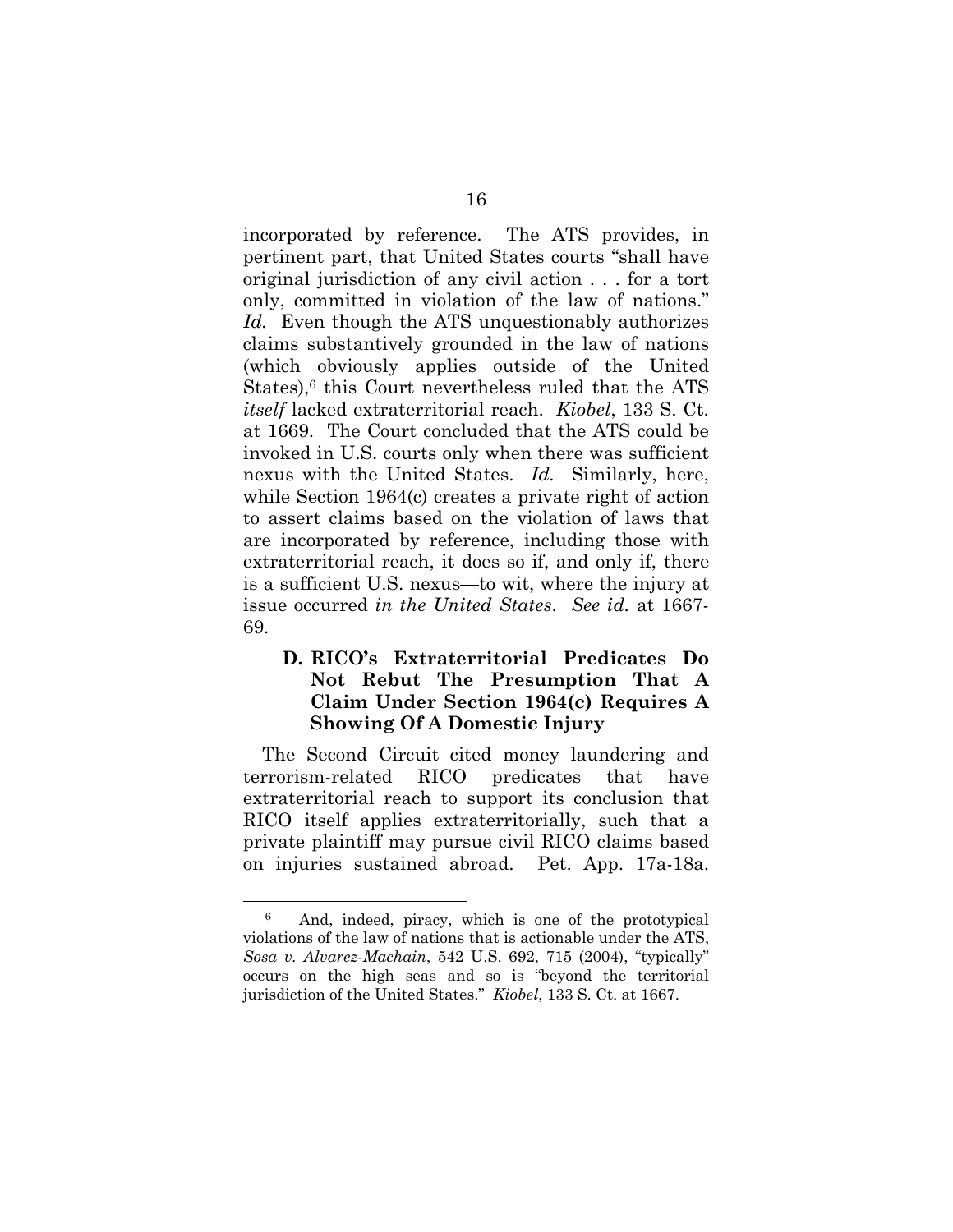incorporated by reference. The ATS provides, in pertinent part, that United States courts "shall have original jurisdiction of any civil action . . . for a tort only, committed in violation of the law of nations." *Id.* Even though the ATS unquestionably authorizes claims substantively grounded in the law of nations (which obviously applies outside of the United States),[6] this Court nevertheless ruled that the ATS *itself* lacked extraterritorial reach. *Kiobel*, 133 S. Ct. at 1669. The Court concluded that the ATS could be invoked in U.S. courts only when there was sufficient nexus with the United States. *Id.* Similarly, here, while Section 1964(c) creates a private right of action to assert claims based on the violation of laws that are incorporated by reference, including those with extraterritorial reach, it does so if, and only if, there is a sufficient U.S. nexus—to wit, where the injury at issue occurred *in the United States*. *See id.* at 1667-69.

### D. RICO's Extraterritorial Predicates Do Not Rebut The Presumption That A Claim Under Section 1964(c) Requires A Showing Of A Domestic Injury

The Second Circuit cited money laundering and terrorism-related RICO predicates that have extraterritorial reach to support its conclusion that RICO itself applies extraterritorially, such that a private plaintiff may pursue civil RICO claims based on injuries sustained abroad. Pet. App. 17a-18a.

---

[6] And, indeed, piracy, which is one of the prototypical violations of the law of nations that is actionable under the ATS, *Sosa v. Alvarez-Machain*, 542 U.S. 692, 715 (2004), "typically" occurs on the high seas and so is "beyond the territorial jurisdiction of the United States." *Kiobel*, 133 S. Ct. at 1667.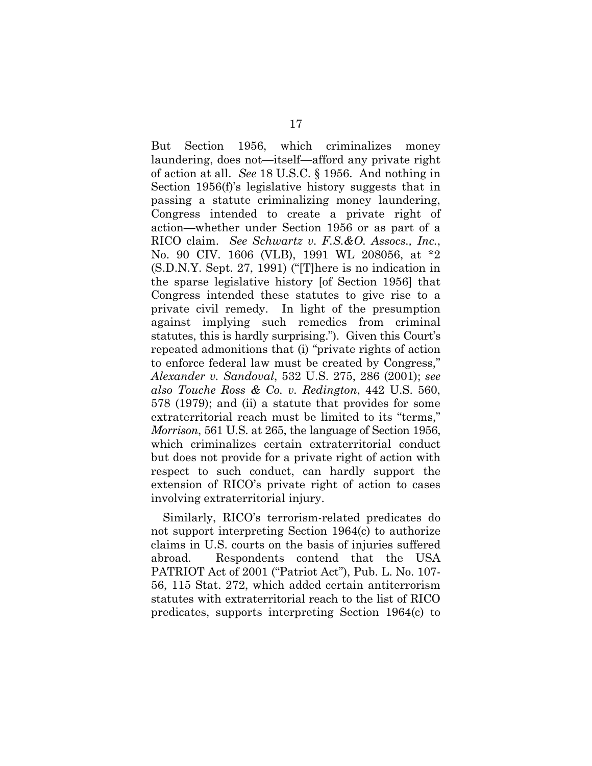But Section 1956, which criminalizes money laundering, does not—itself—afford any private right of action at all. *See* 18 U.S.C. § 1956. And nothing in Section 1956(f)'s legislative history suggests that in passing a statute criminalizing money laundering, Congress intended to create a private right of action—whether under Section 1956 or as part of a RICO claim. *See Schwartz v. F.S.&O. Assocs., Inc.*, No. 90 CIV. 1606 (VLB), 1991 WL 208056, at *2 (S.D.N.Y. Sept. 27, 1991) ("[T]here is no indication in the sparse legislative history [of Section 1956] that Congress intended these statutes to give rise to a private civil remedy. In light of the presumption against implying such remedies from criminal statutes, this is hardly surprising."). Given this Court's repeated admonitions that (i) "private rights of action to enforce federal law must be created by Congress," *Alexander v. Sandoval*, 532 U.S. 275, 286 (2001); *see also Touche Ross & Co. v. Redington*, 442 U.S. 560, 578 (1979); and (ii) a statute that provides for some extraterritorial reach must be limited to its "terms," *Morrison*, 561 U.S. at 265, the language of Section 1956, which criminalizes certain extraterritorial conduct but does not provide for a private right of action with respect to such conduct, can hardly support the extension of RICO's private right of action to cases involving extraterritorial injury.

Similarly, RICO's terrorism-related predicates do not support interpreting Section 1964(c) to authorize claims in U.S. courts on the basis of injuries suffered abroad. Respondents contend that the USA PATRIOT Act of 2001 ("Patriot Act"), Pub. L. No. 107-56, 115 Stat. 272, which added certain antiterrorism statutes with extraterritorial reach to the list of RICO predicates, supports interpreting Section 1964(c) to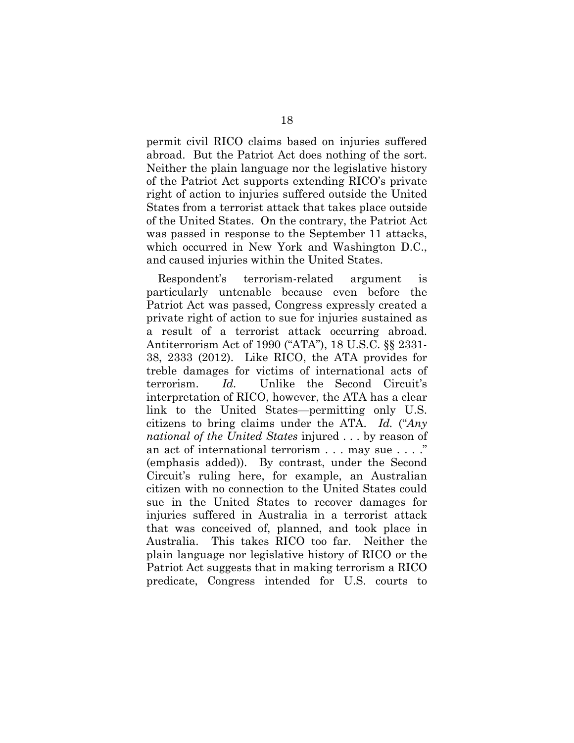permit civil RICO claims based on injuries suffered abroad. But the Patriot Act does nothing of the sort. Neither the plain language nor the legislative history of the Patriot Act supports extending RICO's private right of action to injuries suffered outside the United States from a terrorist attack that takes place outside of the United States. On the contrary, the Patriot Act was passed in response to the September 11 attacks, which occurred in New York and Washington D.C., and caused injuries within the United States.

Respondent's terrorism-related argument is particularly untenable because even before the Patriot Act was passed, Congress expressly created a private right of action to sue for injuries sustained as a result of a terrorist attack occurring abroad. Antiterrorism Act of 1990 ("ATA"), 18 U.S.C. §§ 2331-38, 2333 (2012). Like RICO, the ATA provides for treble damages for victims of international acts of terrorism. *Id.* Unlike the Second Circuit's interpretation of RICO, however, the ATA has a clear link to the United States—permitting only U.S. citizens to bring claims under the ATA. *Id.* ("*Any national of the United States* injured . . . by reason of an act of international terrorism . . . may sue . . . ." (emphasis added)). By contrast, under the Second Circuit's ruling here, for example, an Australian citizen with no connection to the United States could sue in the United States to recover damages for injuries suffered in Australia in a terrorist attack that was conceived of, planned, and took place in Australia. This takes RICO too far. Neither the plain language nor legislative history of RICO or the Patriot Act suggests that in making terrorism a RICO predicate, Congress intended for U.S. courts to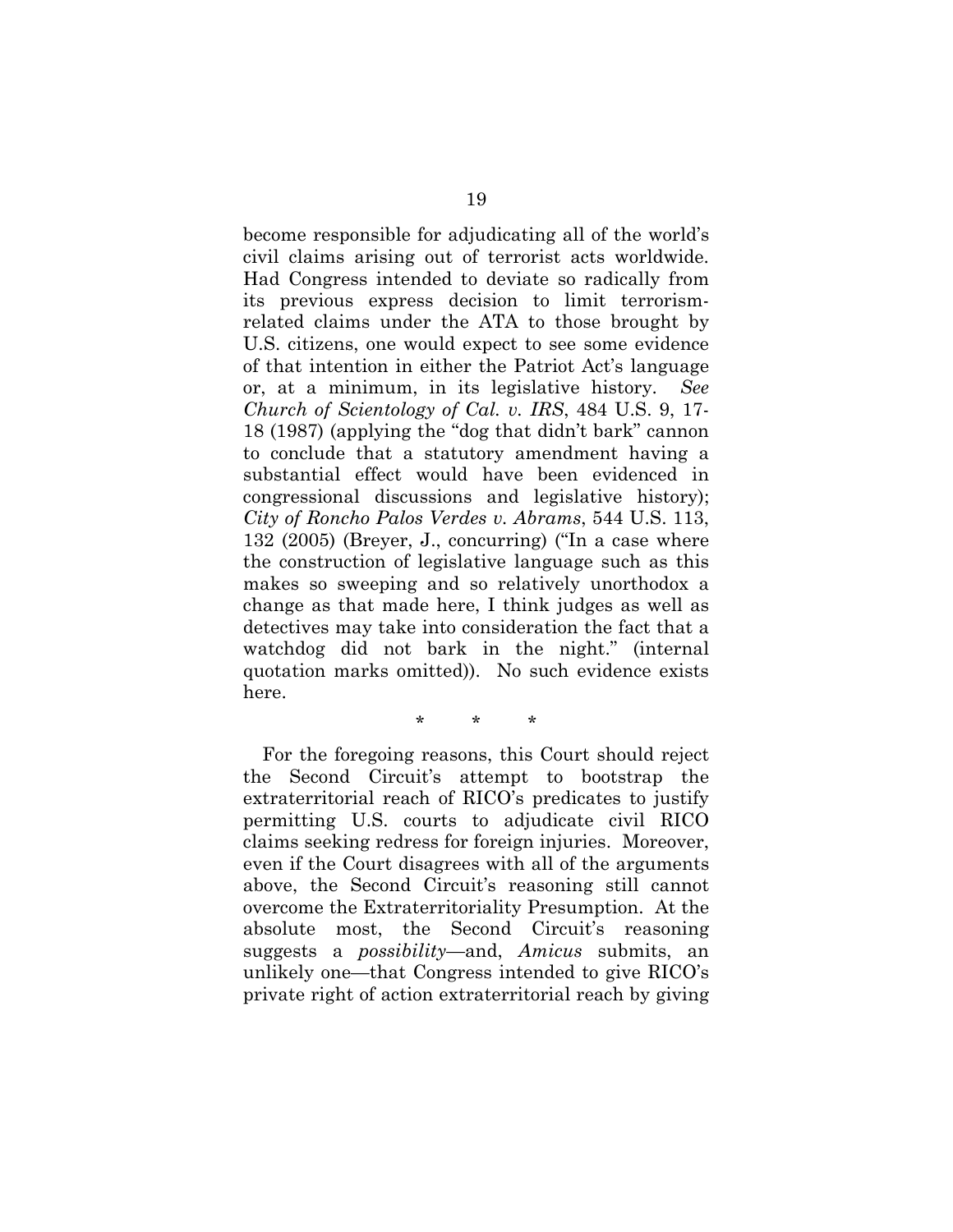become responsible for adjudicating all of the world's civil claims arising out of terrorist acts worldwide. Had Congress intended to deviate so radically from its previous express decision to limit terrorism-related claims under the ATA to those brought by U.S. citizens, one would expect to see some evidence of that intention in either the Patriot Act's language or, at a minimum, in its legislative history. *See Church of Scientology of Cal. v. IRS*, 484 U.S. 9, 17-18 (1987) (applying the "dog that didn't bark" cannon to conclude that a statutory amendment having a substantial effect would have been evidenced in congressional discussions and legislative history); *City of Roncho Palos Verdes v. Abrams*, 544 U.S. 113, 132 (2005) (Breyer, J., concurring) ("In a case where the construction of legislative language such as this makes so sweeping and so relatively unorthodox a change as that made here, I think judges as well as detectives may take into consideration the fact that a watchdog did not bark in the night." (internal quotation marks omitted)). No such evidence exists here.

\* \* \*

For the foregoing reasons, this Court should reject the Second Circuit's attempt to bootstrap the extraterritorial reach of RICO's predicates to justify permitting U.S. courts to adjudicate civil RICO claims seeking redress for foreign injuries. Moreover, even if the Court disagrees with all of the arguments above, the Second Circuit's reasoning still cannot overcome the Extraterritoriality Presumption. At the absolute most, the Second Circuit's reasoning suggests a *possibility*—and, *Amicus* submits, an unlikely one—that Congress intended to give RICO's private right of action extraterritorial reach by giving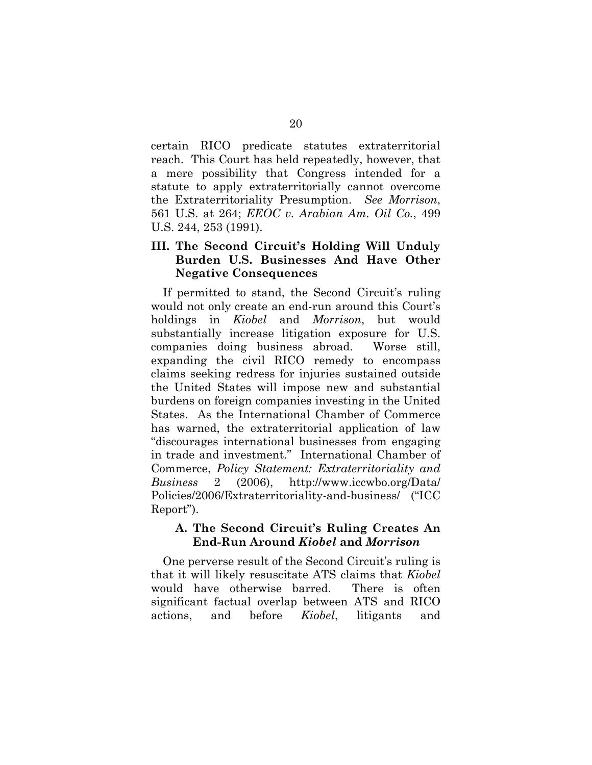certain RICO predicate statutes extraterritorial reach. This Court has held repeatedly, however, that a mere possibility that Congress intended for a statute to apply extraterritorially cannot overcome the Extraterritoriality Presumption. *See Morrison*, 561 U.S. at 264; *EEOC v. Arabian Am. Oil Co.*, 499 U.S. 244, 253 (1991).

## III. The Second Circuit's Holding Will Unduly Burden U.S. Businesses And Have Other Negative Consequences

If permitted to stand, the Second Circuit's ruling would not only create an end-run around this Court's holdings in *Kiobel* and *Morrison*, but would substantially increase litigation exposure for U.S. companies doing business abroad. Worse still, expanding the civil RICO remedy to encompass claims seeking redress for injuries sustained outside the United States will impose new and substantial burdens on foreign companies investing in the United States. As the International Chamber of Commerce has warned, the extraterritorial application of law "discourages international businesses from engaging in trade and investment." International Chamber of Commerce, *Policy Statement: Extraterritoriality and Business* 2 (2006), http://www.iccwbo.org/Data/Policies/2006/Extraterritoriality-and-business/ ("ICC Report").

### A. The Second Circuit's Ruling Creates An End-Run Around *Kiobel* and *Morrison*

One perverse result of the Second Circuit's ruling is that it will likely resuscitate ATS claims that *Kiobel* would have otherwise barred. There is often significant factual overlap between ATS and RICO actions, and before *Kiobel*, litigants and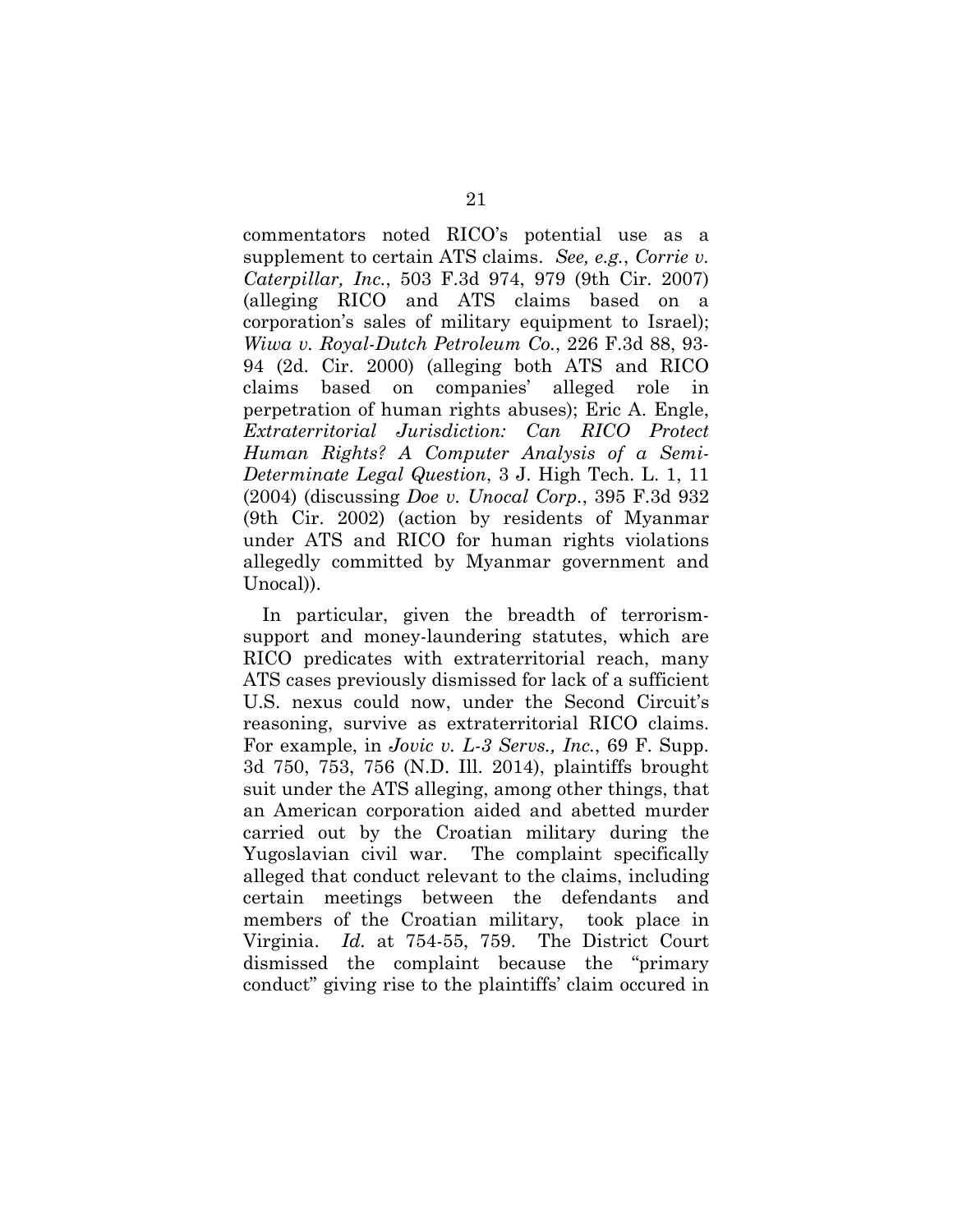commentators noted RICO's potential use as a supplement to certain ATS claims. *See, e.g.*, *Corrie v. Caterpillar, Inc.*, 503 F.3d 974, 979 (9th Cir. 2007) (alleging RICO and ATS claims based on a corporation's sales of military equipment to Israel); *Wiwa v. Royal-Dutch Petroleum Co.*, 226 F.3d 88, 93-94 (2d. Cir. 2000) (alleging both ATS and RICO claims based on companies' alleged role in perpetration of human rights abuses); Eric A. Engle, *Extraterritorial Jurisdiction: Can RICO Protect Human Rights? A Computer Analysis of a Semi-Determinate Legal Question*, 3 J. High Tech. L. 1, 11 (2004) (discussing *Doe v. Unocal Corp.*, 395 F.3d 932 (9th Cir. 2002) (action by residents of Myanmar under ATS and RICO for human rights violations allegedly committed by Myanmar government and Unocal)).

In particular, given the breadth of terrorism-support and money-laundering statutes, which are RICO predicates with extraterritorial reach, many ATS cases previously dismissed for lack of a sufficient U.S. nexus could now, under the Second Circuit's reasoning, survive as extraterritorial RICO claims. For example, in *Jovic v. L-3 Servs., Inc.*, 69 F. Supp. 3d 750, 753, 756 (N.D. Ill. 2014), plaintiffs brought suit under the ATS alleging, among other things, that an American corporation aided and abetted murder carried out by the Croatian military during the Yugoslavian civil war. The complaint specifically alleged that conduct relevant to the claims, including certain meetings between the defendants and members of the Croatian military, took place in Virginia. *Id.* at 754-55, 759. The District Court dismissed the complaint because the "primary conduct" giving rise to the plaintiffs' claim occured in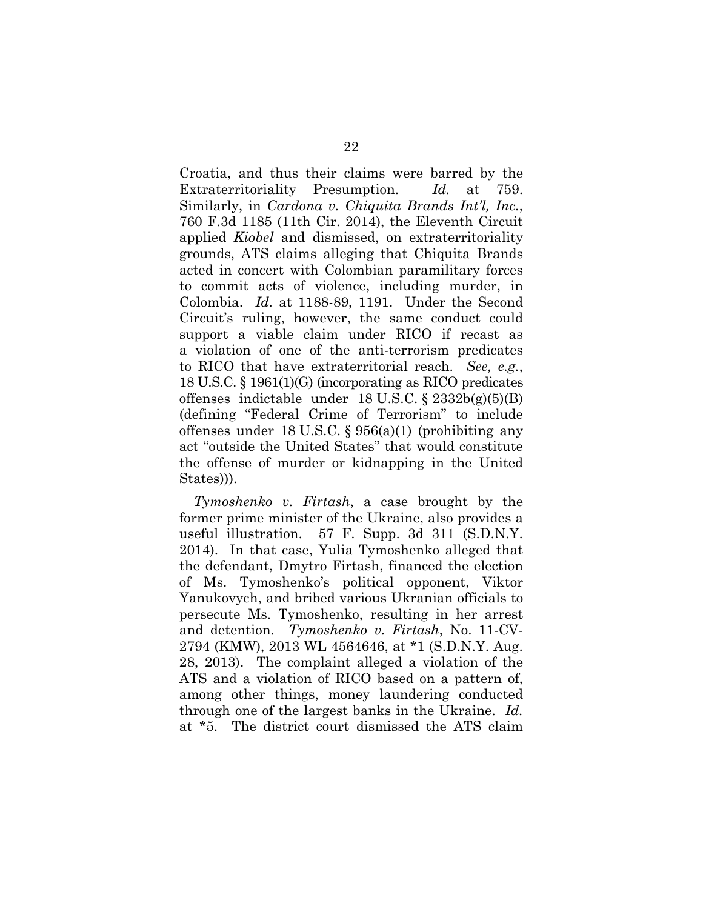Croatia, and thus their claims were barred by the Extraterritoriality Presumption. *Id.* at 759. Similarly, in *Cardona v. Chiquita Brands Int'l, Inc.*, 760 F.3d 1185 (11th Cir. 2014), the Eleventh Circuit applied *Kiobel* and dismissed, on extraterritoriality grounds, ATS claims alleging that Chiquita Brands acted in concert with Colombian paramilitary forces to commit acts of violence, including murder, in Colombia. *Id.* at 1188-89, 1191. Under the Second Circuit's ruling, however, the same conduct could support a viable claim under RICO if recast as a violation of one of the anti-terrorism predicates to RICO that have extraterritorial reach. *See, e.g.*, 18 U.S.C. § 1961(1)(G) (incorporating as RICO predicates offenses indictable under 18 U.S.C. § 2332b(g)(5)(B) (defining "Federal Crime of Terrorism" to include offenses under 18 U.S.C. § 956(a)(1) (prohibiting any act "outside the United States" that would constitute the offense of murder or kidnapping in the United States))).

*Tymoshenko v. Firtash*, a case brought by the former prime minister of the Ukraine, also provides a useful illustration. 57 F. Supp. 3d 311 (S.D.N.Y. 2014). In that case, Yulia Tymoshenko alleged that the defendant, Dmytro Firtash, financed the election of Ms. Tymoshenko's political opponent, Viktor Yanukovych, and bribed various Ukranian officials to persecute Ms. Tymoshenko, resulting in her arrest and detention. *Tymoshenko v. Firtash*, No. 11-CV-2794 (KMW), 2013 WL 4564646, at *1 (S.D.N.Y. Aug. 28, 2013). The complaint alleged a violation of the ATS and a violation of RICO based on a pattern of, among other things, money laundering conducted through one of the largest banks in the Ukraine. *Id.* at *5. The district court dismissed the ATS claim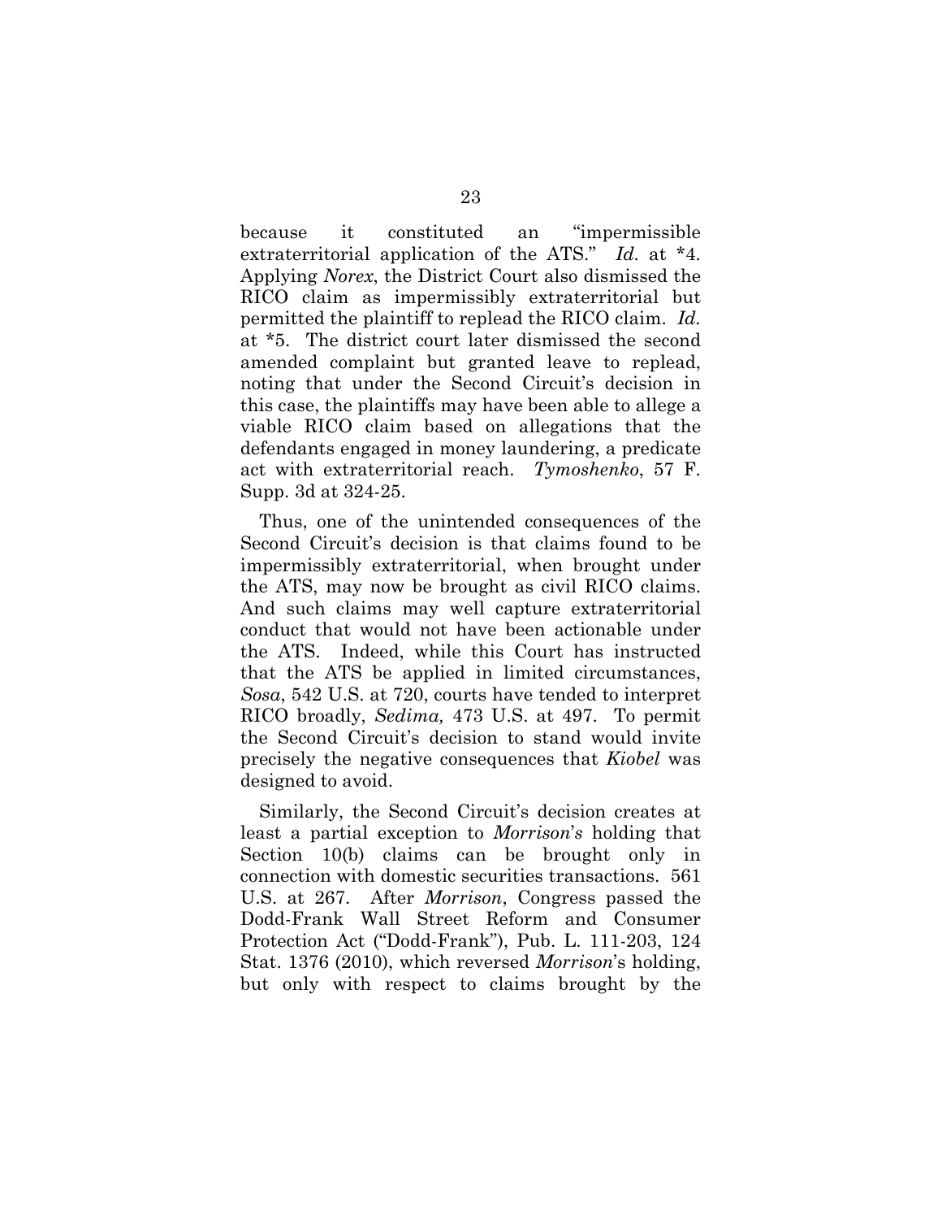because it constituted an "impermissible extraterritorial application of the ATS." *Id.* at *4. Applying *Norex*, the District Court also dismissed the RICO claim as impermissibly extraterritorial but permitted the plaintiff to replead the RICO claim. *Id.* at *5. The district court later dismissed the second amended complaint but granted leave to replead, noting that under the Second Circuit's decision in this case, the plaintiffs may have been able to allege a viable RICO claim based on allegations that the defendants engaged in money laundering, a predicate act with extraterritorial reach. *Tymoshenko*, 57 F. Supp. 3d at 324-25.

Thus, one of the unintended consequences of the Second Circuit's decision is that claims found to be impermissibly extraterritorial, when brought under the ATS, may now be brought as civil RICO claims. And such claims may well capture extraterritorial conduct that would not have been actionable under the ATS. Indeed, while this Court has instructed that the ATS be applied in limited circumstances, *Sosa*, 542 U.S. at 720, courts have tended to interpret RICO broadly, *Sedima,* 473 U.S. at 497. To permit the Second Circuit's decision to stand would invite precisely the negative consequences that *Kiobel* was designed to avoid.

Similarly, the Second Circuit's decision creates at least a partial exception to *Morrison's* holding that Section 10(b) claims can be brought only in connection with domestic securities transactions. 561 U.S. at 267. After *Morrison*, Congress passed the Dodd-Frank Wall Street Reform and Consumer Protection Act ("Dodd-Frank"), Pub. L. 111-203, 124 Stat. 1376 (2010), which reversed *Morrison*'s holding, but only with respect to claims brought by the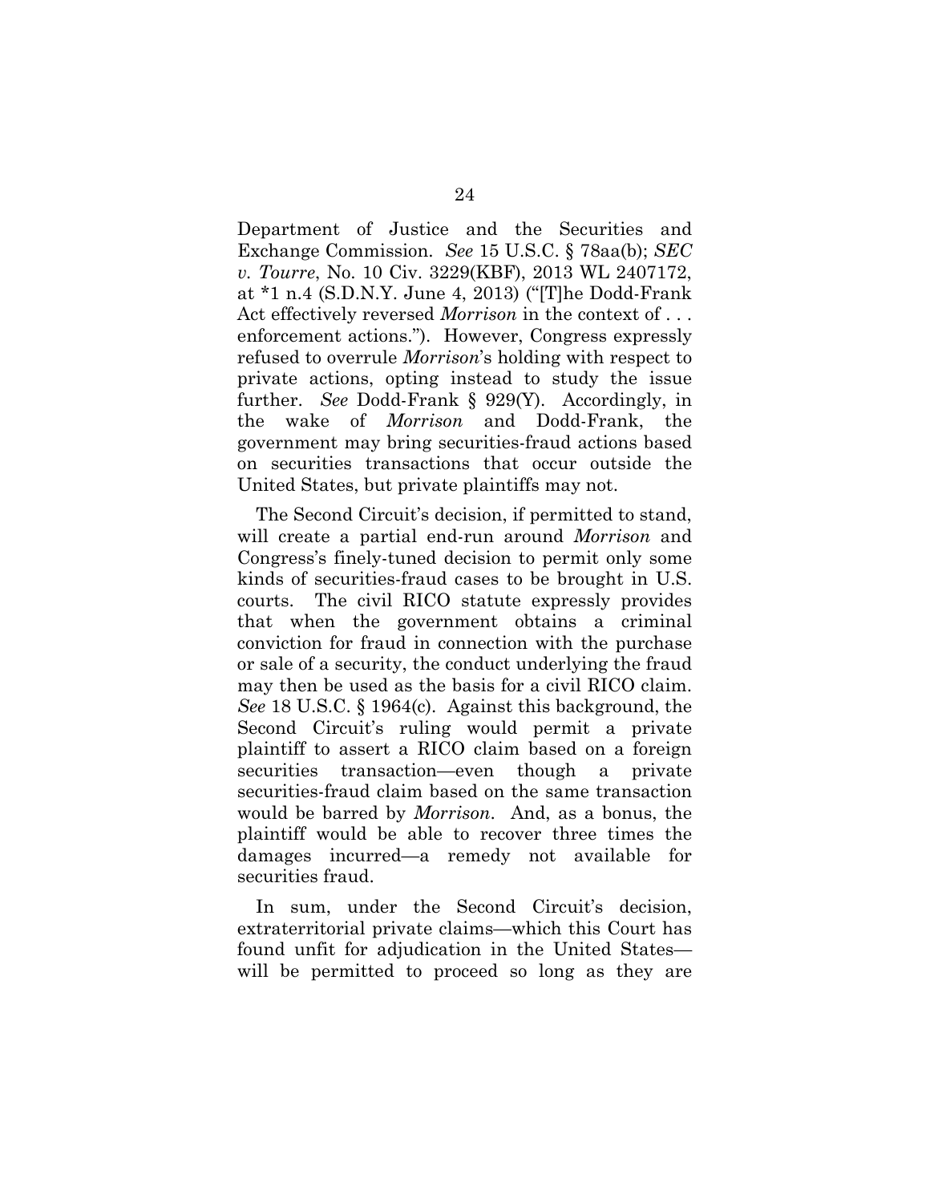Department of Justice and the Securities and Exchange Commission. *See* 15 U.S.C. § 78aa(b); *SEC v. Tourre*, No. 10 Civ. 3229(KBF), 2013 WL 2407172, at *1 n.4 (S.D.N.Y. June 4, 2013) ("[T]he Dodd-Frank Act effectively reversed *Morrison* in the context of . . . enforcement actions."). However, Congress expressly refused to overrule *Morrison*'s holding with respect to private actions, opting instead to study the issue further. *See* Dodd-Frank § 929(Y). Accordingly, in the wake of *Morrison* and Dodd-Frank, the government may bring securities-fraud actions based on securities transactions that occur outside the United States, but private plaintiffs may not.

The Second Circuit's decision, if permitted to stand, will create a partial end-run around *Morrison* and Congress's finely-tuned decision to permit only some kinds of securities-fraud cases to be brought in U.S. courts. The civil RICO statute expressly provides that when the government obtains a criminal conviction for fraud in connection with the purchase or sale of a security, the conduct underlying the fraud may then be used as the basis for a civil RICO claim. *See* 18 U.S.C. § 1964(c). Against this background, the Second Circuit's ruling would permit a private plaintiff to assert a RICO claim based on a foreign securities transaction—even though a private securities-fraud claim based on the same transaction would be barred by *Morrison*. And, as a bonus, the plaintiff would be able to recover three times the damages incurred—a remedy not available for securities fraud.

In sum, under the Second Circuit's decision, extraterritorial private claims—which this Court has found unfit for adjudication in the United States—will be permitted to proceed so long as they are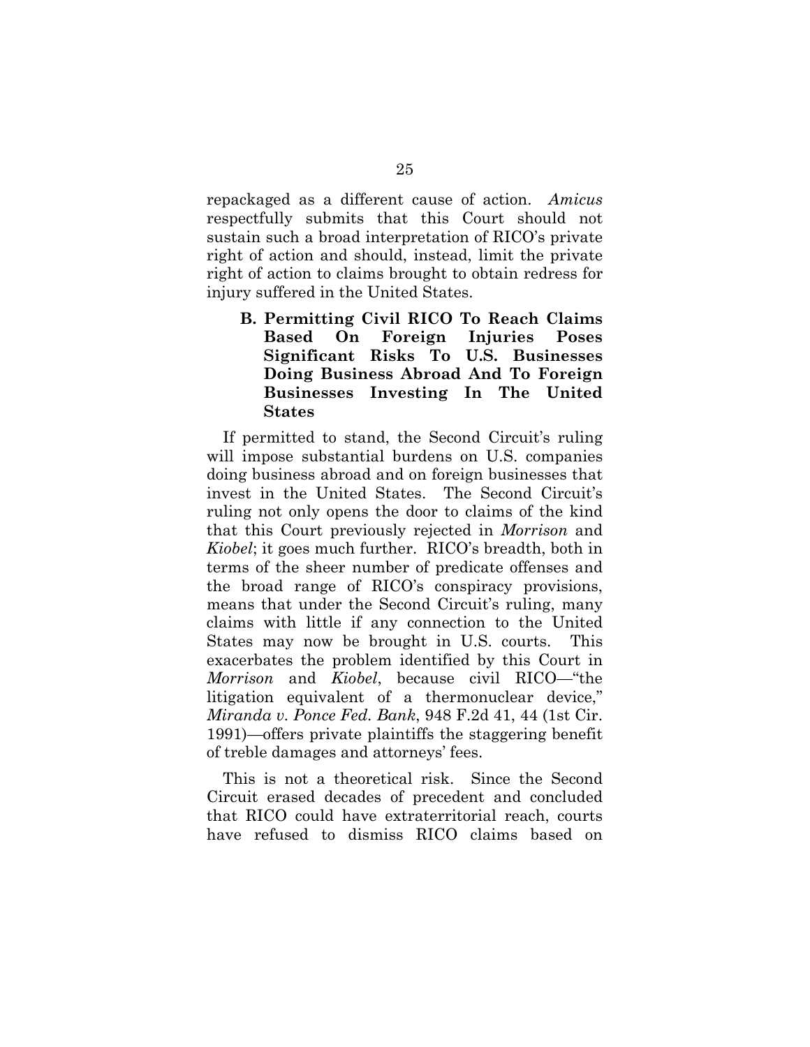repackaged as a different cause of action. *Amicus* respectfully submits that this Court should not sustain such a broad interpretation of RICO's private right of action and should, instead, limit the private right of action to claims brought to obtain redress for injury suffered in the United States.

### B. Permitting Civil RICO To Reach Claims Based On Foreign Injuries Poses Significant Risks To U.S. Businesses Doing Business Abroad And To Foreign Businesses Investing In The United States

If permitted to stand, the Second Circuit's ruling will impose substantial burdens on U.S. companies doing business abroad and on foreign businesses that invest in the United States. The Second Circuit's ruling not only opens the door to claims of the kind that this Court previously rejected in *Morrison* and *Kiobel*; it goes much further. RICO's breadth, both in terms of the sheer number of predicate offenses and the broad range of RICO's conspiracy provisions, means that under the Second Circuit's ruling, many claims with little if any connection to the United States may now be brought in U.S. courts. This exacerbates the problem identified by this Court in *Morrison* and *Kiobel*, because civil RICO—"the litigation equivalent of a thermonuclear device," *Miranda v. Ponce Fed. Bank*, 948 F.2d 41, 44 (1st Cir. 1991)—offers private plaintiffs the staggering benefit of treble damages and attorneys' fees.

This is not a theoretical risk. Since the Second Circuit erased decades of precedent and concluded that RICO could have extraterritorial reach, courts have refused to dismiss RICO claims based on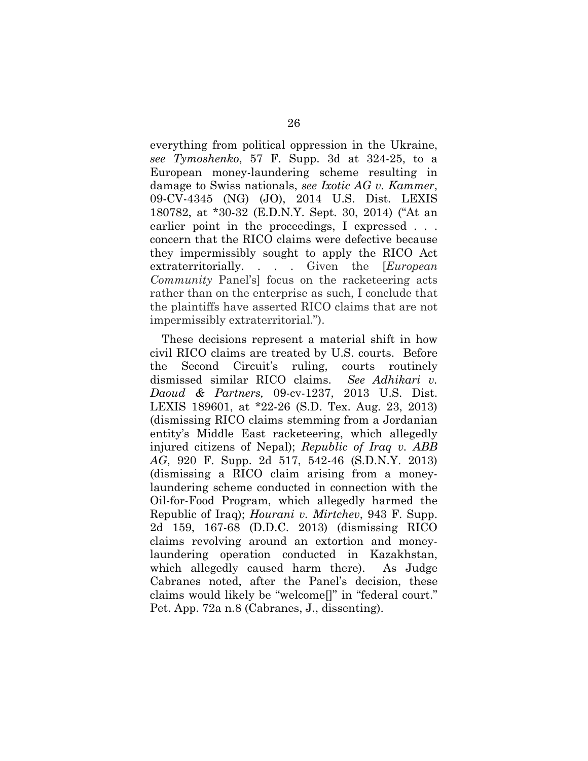everything from political oppression in the Ukraine, *see Tymoshenko*, 57 F. Supp. 3d at 324-25, to a European money-laundering scheme resulting in damage to Swiss nationals, *see Ixotic AG v. Kammer*, 09-CV-4345 (NG) (JO), 2014 U.S. Dist. LEXIS 180782, at *30-32 (E.D.N.Y. Sept. 30, 2014) ("At an earlier point in the proceedings, I expressed . . . concern that the RICO claims were defective because they impermissibly sought to apply the RICO Act extraterritorially. . . . Given the [*European Community* Panel's] focus on the racketeering acts rather than on the enterprise as such, I conclude that the plaintiffs have asserted RICO claims that are not impermissibly extraterritorial.").

These decisions represent a material shift in how civil RICO claims are treated by U.S. courts. Before the Second Circuit's ruling, courts routinely dismissed similar RICO claims. *See Adhikari v. Daoud & Partners,* 09-cv-1237, 2013 U.S. Dist. LEXIS 189601, at *22-26 (S.D. Tex. Aug. 23, 2013) (dismissing RICO claims stemming from a Jordanian entity's Middle East racketeering, which allegedly injured citizens of Nepal); *Republic of Iraq v. ABB AG*, 920 F. Supp. 2d 517, 542-46 (S.D.N.Y. 2013) (dismissing a RICO claim arising from a money-laundering scheme conducted in connection with the Oil-for-Food Program, which allegedly harmed the Republic of Iraq); *Hourani v. Mirtchev*, 943 F. Supp. 2d 159, 167-68 (D.D.C. 2013) (dismissing RICO claims revolving around an extortion and money-laundering operation conducted in Kazakhstan, which allegedly caused harm there). As Judge Cabranes noted, after the Panel's decision, these claims would likely be "welcome[]" in "federal court." Pet. App. 72a n.8 (Cabranes, J., dissenting).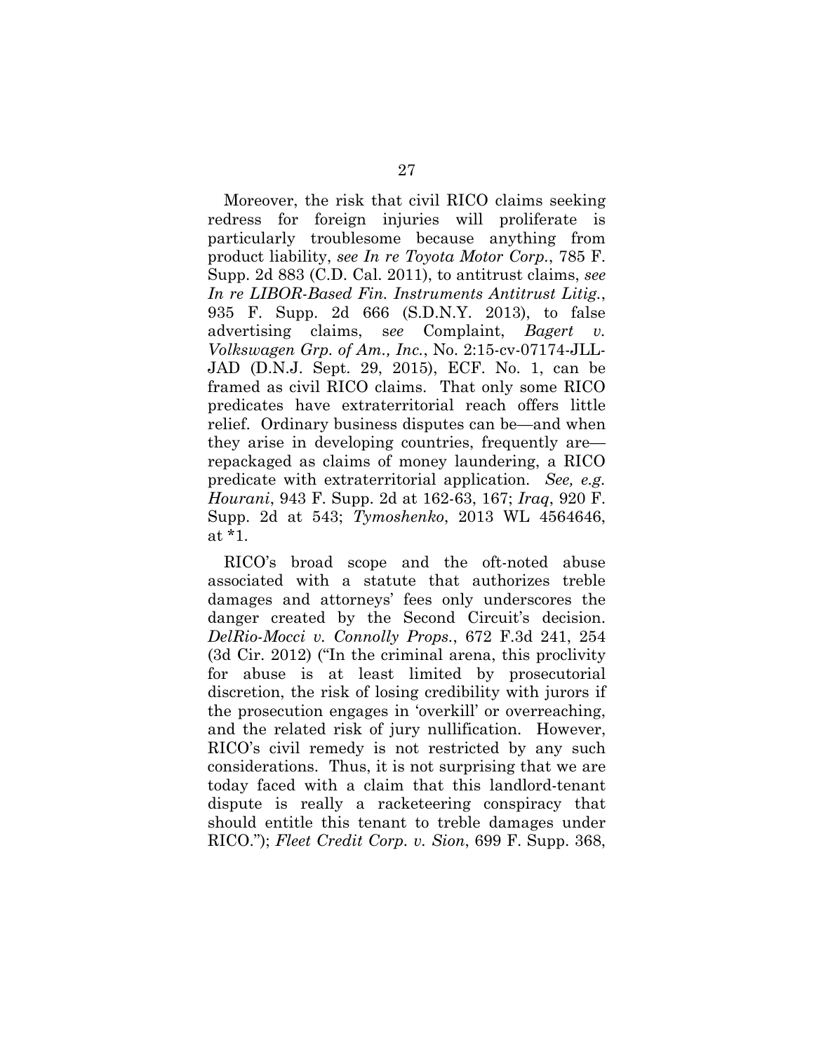Moreover, the risk that civil RICO claims seeking redress for foreign injuries will proliferate is particularly troublesome because anything from product liability, *see In re Toyota Motor Corp.*, 785 F. Supp. 2d 883 (C.D. Cal. 2011), to antitrust claims, *see In re LIBOR-Based Fin. Instruments Antitrust Litig.*, 935 F. Supp. 2d 666 (S.D.N.Y. 2013), to false advertising claims, *see* Complaint, *Bagert v. Volkswagen Grp. of Am., Inc.*, No. 2:15-cv-07174-JLL-JAD (D.N.J. Sept. 29, 2015), ECF. No. 1, can be framed as civil RICO claims. That only some RICO predicates have extraterritorial reach offers little relief. Ordinary business disputes can be—and when they arise in developing countries, frequently are—repackaged as claims of money laundering, a RICO predicate with extraterritorial application. *See, e.g. Hourani*, 943 F. Supp. 2d at 162-63, 167; *Iraq*, 920 F. Supp. 2d at 543; *Tymoshenko*, 2013 WL 4564646, at *1.

RICO's broad scope and the oft-noted abuse associated with a statute that authorizes treble damages and attorneys' fees only underscores the danger created by the Second Circuit's decision. *DelRio-Mocci v. Connolly Props.*, 672 F.3d 241, 254 (3d Cir. 2012) ("In the criminal arena, this proclivity for abuse is at least limited by prosecutorial discretion, the risk of losing credibility with jurors if the prosecution engages in 'overkill' or overreaching, and the related risk of jury nullification. However, RICO's civil remedy is not restricted by any such considerations. Thus, it is not surprising that we are today faced with a claim that this landlord-tenant dispute is really a racketeering conspiracy that should entitle this tenant to treble damages under RICO."); *Fleet Credit Corp. v. Sion*, 699 F. Supp. 368,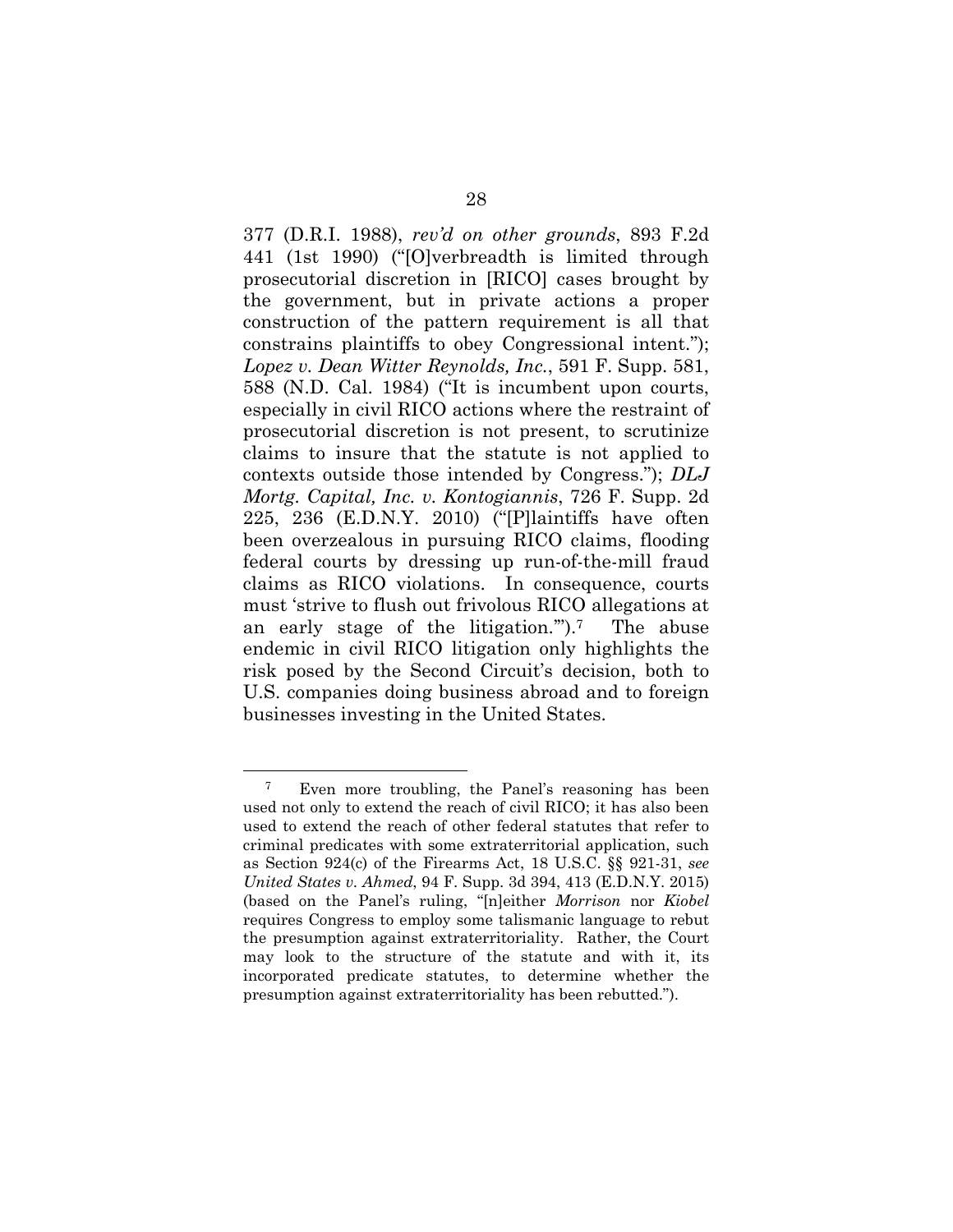377 (D.R.I. 1988), *rev'd on other grounds*, 893 F.2d 441 (1st 1990) ("[O]verbreadth is limited through prosecutorial discretion in [RICO] cases brought by the government, but in private actions a proper construction of the pattern requirement is all that constrains plaintiffs to obey Congressional intent."); *Lopez v. Dean Witter Reynolds, Inc.*, 591 F. Supp. 581, 588 (N.D. Cal. 1984) ("It is incumbent upon courts, especially in civil RICO actions where the restraint of prosecutorial discretion is not present, to scrutinize claims to insure that the statute is not applied to contexts outside those intended by Congress."); *DLJ Mortg. Capital, Inc. v. Kontogiannis*, 726 F. Supp. 2d 225, 236 (E.D.N.Y. 2010) ("[P]laintiffs have often been overzealous in pursuing RICO claims, flooding federal courts by dressing up run-of-the-mill fraud claims as RICO violations. In consequence, courts must 'strive to flush out frivolous RICO allegations at an early stage of the litigation.'").[7] The abuse endemic in civil RICO litigation only highlights the risk posed by the Second Circuit's decision, both to U.S. companies doing business abroad and to foreign businesses investing in the United States.

---

[7] Even more troubling, the Panel's reasoning has been used not only to extend the reach of civil RICO; it has also been used to extend the reach of other federal statutes that refer to criminal predicates with some extraterritorial application, such as Section 924(c) of the Firearms Act, 18 U.S.C. §§ 921-31, *see United States v. Ahmed*, 94 F. Supp. 3d 394, 413 (E.D.N.Y. 2015) (based on the Panel's ruling, "[n]either *Morrison* nor *Kiobel* requires Congress to employ some talismanic language to rebut the presumption against extraterritoriality. Rather, the Court may look to the structure of the statute and with it, its incorporated predicate statutes, to determine whether the presumption against extraterritoriality has been rebutted.").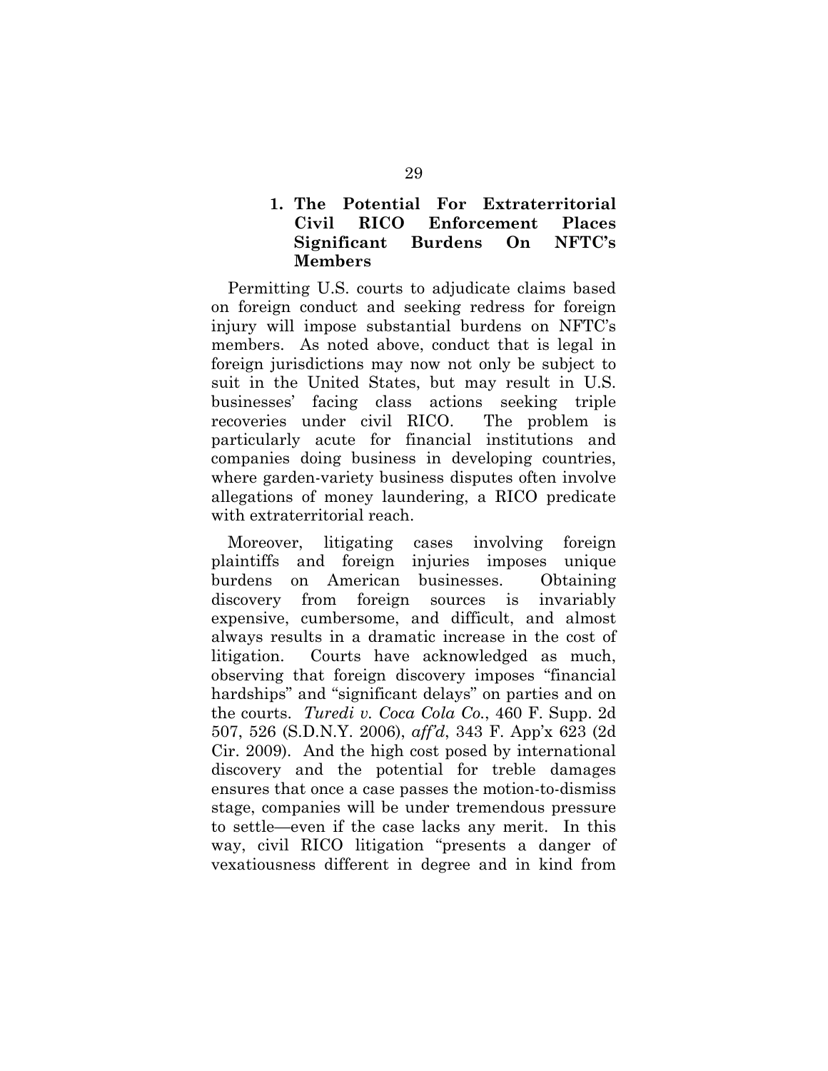### 1. The Potential For Extraterritorial Civil RICO Enforcement Places Significant Burdens On NFTC's Members

Permitting U.S. courts to adjudicate claims based on foreign conduct and seeking redress for foreign injury will impose substantial burdens on NFTC's members. As noted above, conduct that is legal in foreign jurisdictions may now not only be subject to suit in the United States, but may result in U.S. businesses' facing class actions seeking triple recoveries under civil RICO. The problem is particularly acute for financial institutions and companies doing business in developing countries, where garden-variety business disputes often involve allegations of money laundering, a RICO predicate with extraterritorial reach.

Moreover, litigating cases involving foreign plaintiffs and foreign injuries imposes unique burdens on American businesses. Obtaining discovery from foreign sources is invariably expensive, cumbersome, and difficult, and almost always results in a dramatic increase in the cost of litigation. Courts have acknowledged as much, observing that foreign discovery imposes "financial hardships" and "significant delays" on parties and on the courts. *Turedi v. Coca Cola Co.*, 460 F. Supp. 2d 507, 526 (S.D.N.Y. 2006), *aff'd*, 343 F. App'x 623 (2d Cir. 2009). And the high cost posed by international discovery and the potential for treble damages ensures that once a case passes the motion-to-dismiss stage, companies will be under tremendous pressure to settle—even if the case lacks any merit. In this way, civil RICO litigation "presents a danger of vexatiousness different in degree and in kind from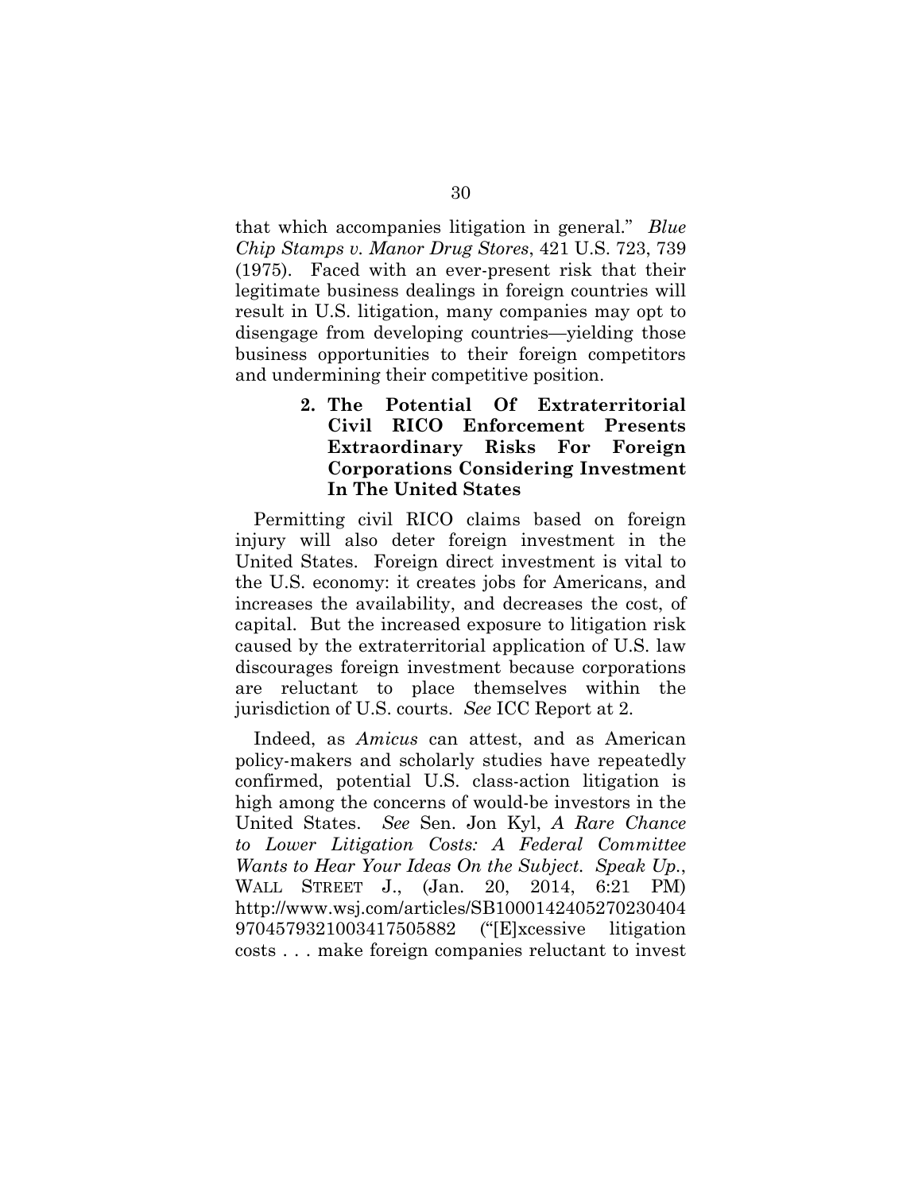that which accompanies litigation in general." *Blue Chip Stamps v. Manor Drug Stores*, 421 U.S. 723, 739 (1975). Faced with an ever-present risk that their legitimate business dealings in foreign countries will result in U.S. litigation, many companies may opt to disengage from developing countries—yielding those business opportunities to their foreign competitors and undermining their competitive position.

**2. The Potential Of Extraterritorial Civil RICO Enforcement Presents Extraordinary Risks For Foreign Corporations Considering Investment In The United States**

Permitting civil RICO claims based on foreign injury will also deter foreign investment in the United States. Foreign direct investment is vital to the U.S. economy: it creates jobs for Americans, and increases the availability, and decreases the cost, of capital. But the increased exposure to litigation risk caused by the extraterritorial application of U.S. law discourages foreign investment because corporations are reluctant to place themselves within the jurisdiction of U.S. courts. *See* ICC Report at 2.

Indeed, as *Amicus* can attest, and as American policy-makers and scholarly studies have repeatedly confirmed, potential U.S. class-action litigation is high among the concerns of would-be investors in the United States. *See* Sen. Jon Kyl, *A Rare Chance to Lower Litigation Costs: A Federal Committee Wants to Hear Your Ideas On the Subject. Speak Up.*, WALL STREET J., (Jan. 20, 2014, 6:21 PM) http://www.wsj.com/articles/SB10001424052702304049704579321003417505882 ("[E]xcessive litigation costs . . . make foreign companies reluctant to invest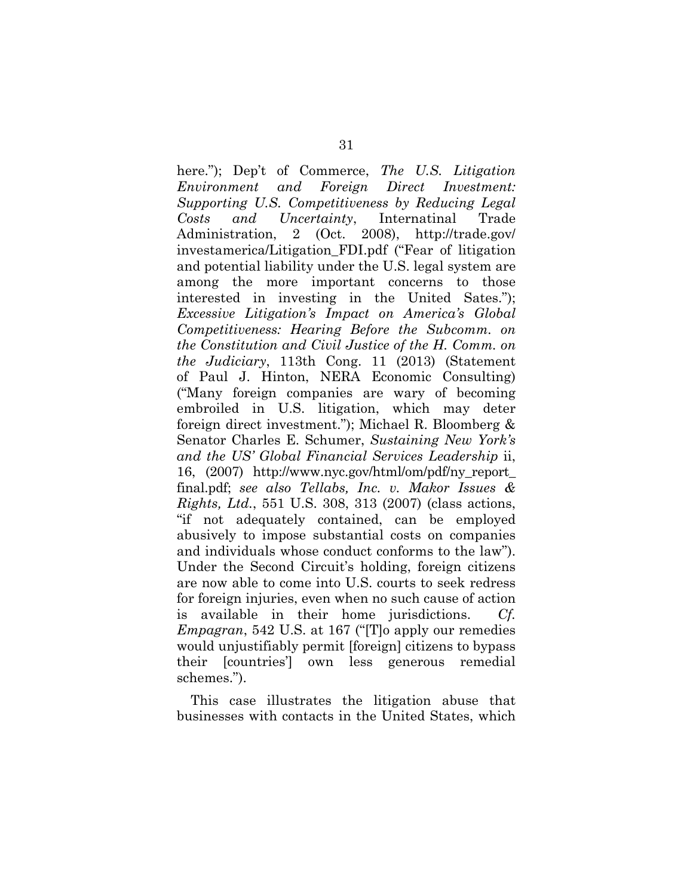here."); Dep't of Commerce, *The U.S. Litigation Environment and Foreign Direct Investment: Supporting U.S. Competitiveness by Reducing Legal Costs and Uncertainty*, Internatinal Trade Administration, 2 (Oct. 2008), http://trade.gov/investamerica/Litigation_FDI.pdf ("Fear of litigation and potential liability under the U.S. legal system are among the more important concerns to those interested in investing in the United Sates."); *Excessive Litigation's Impact on America's Global Competitiveness: Hearing Before the Subcomm. on the Constitution and Civil Justice of the H. Comm. on the Judiciary*, 113th Cong. 11 (2013) (Statement of Paul J. Hinton, NERA Economic Consulting) ("Many foreign companies are wary of becoming embroiled in U.S. litigation, which may deter foreign direct investment."); Michael R. Bloomberg & Senator Charles E. Schumer, *Sustaining New York's and the US' Global Financial Services Leadership* ii, 16, (2007) http://www.nyc.gov/html/om/pdf/ny_report_final.pdf; *see also Tellabs, Inc. v. Makor Issues & Rights, Ltd.*, 551 U.S. 308, 313 (2007) (class actions, "if not adequately contained, can be employed abusively to impose substantial costs on companies and individuals whose conduct conforms to the law"). Under the Second Circuit's holding, foreign citizens are now able to come into U.S. courts to seek redress for foreign injuries, even when no such cause of action is available in their home jurisdictions. *Cf. Empagran*, 542 U.S. at 167 ("[T]o apply our remedies would unjustifiably permit [foreign] citizens to bypass their [countries'] own less generous remedial schemes.").

This case illustrates the litigation abuse that businesses with contacts in the United States, which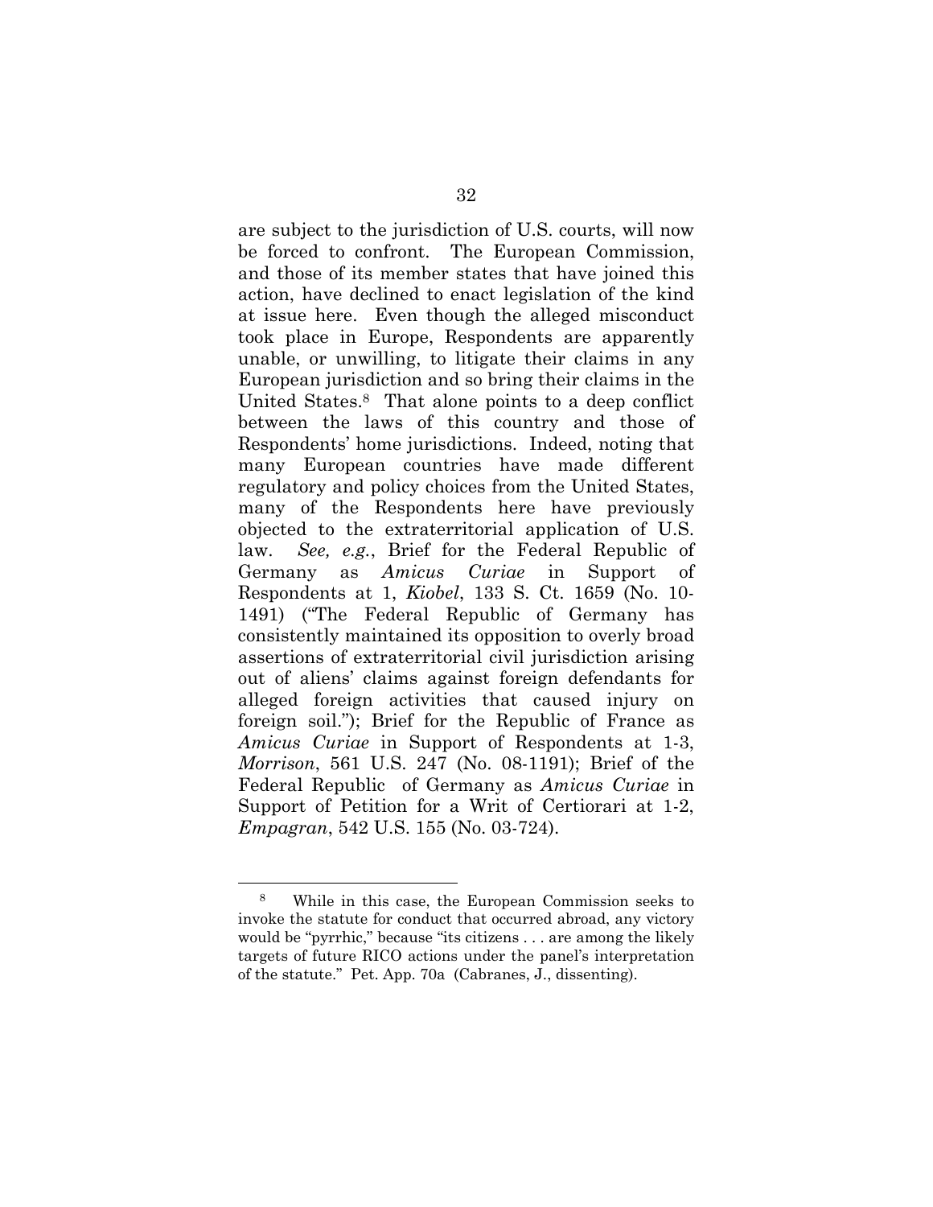are subject to the jurisdiction of U.S. courts, will now be forced to confront. The European Commission, and those of its member states that have joined this action, have declined to enact legislation of the kind at issue here. Even though the alleged misconduct took place in Europe, Respondents are apparently unable, or unwilling, to litigate their claims in any European jurisdiction and so bring their claims in the United States.[8] That alone points to a deep conflict between the laws of this country and those of Respondents' home jurisdictions. Indeed, noting that many European countries have made different regulatory and policy choices from the United States, many of the Respondents here have previously objected to the extraterritorial application of U.S. law. *See, e.g.*, Brief for the Federal Republic of Germany as *Amicus Curiae* in Support of Respondents at 1, *Kiobel*, 133 S. Ct. 1659 (No. 10-1491) ("The Federal Republic of Germany has consistently maintained its opposition to overly broad assertions of extraterritorial civil jurisdiction arising out of aliens' claims against foreign defendants for alleged foreign activities that caused injury on foreign soil."); Brief for the Republic of France as *Amicus Curiae* in Support of Respondents at 1-3, *Morrison*, 561 U.S. 247 (No. 08-1191); Brief of the Federal Republic of Germany as *Amicus Curiae* in Support of Petition for a Writ of Certiorari at 1-2, *Empagran*, 542 U.S. 155 (No. 03-724).

---

[8] While in this case, the European Commission seeks to invoke the statute for conduct that occurred abroad, any victory would be "pyrrhic," because "its citizens . . . are among the likely targets of future RICO actions under the panel's interpretation of the statute." Pet. App. 70a (Cabranes, J., dissenting).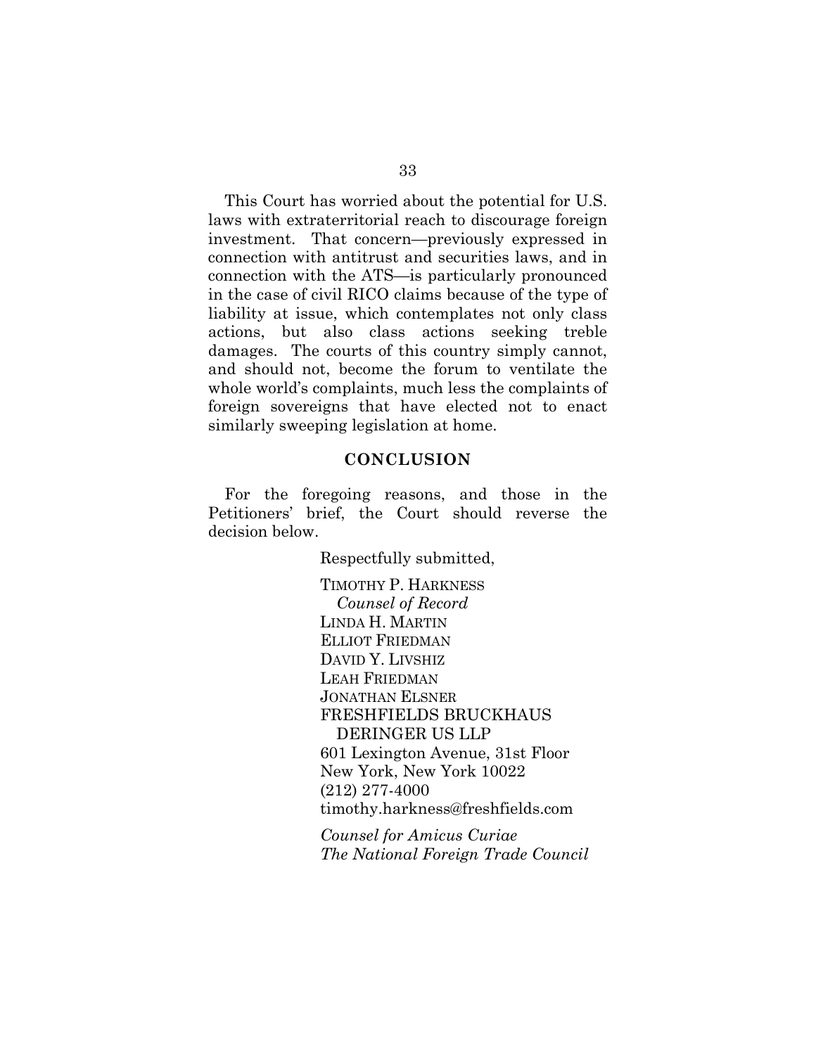This Court has worried about the potential for U.S. laws with extraterritorial reach to discourage foreign investment. That concern—previously expressed in connection with antitrust and securities laws, and in connection with the ATS—is particularly pronounced in the case of civil RICO claims because of the type of liability at issue, which contemplates not only class actions, but also class actions seeking treble damages. The courts of this country simply cannot, and should not, become the forum to ventilate the whole world's complaints, much less the complaints of foreign sovereigns that have elected not to enact similarly sweeping legislation at home.

## CONCLUSION

For the foregoing reasons, and those in the Petitioners' brief, the Court should reverse the decision below.

Respectfully submitted,

TIMOTHY P. HARKNESS
*Counsel of Record*
LINDA H. MARTIN
ELLIOT FRIEDMAN
DAVID Y. LIVSHIZ
LEAH FRIEDMAN
JONATHAN ELSNER
FRESHFIELDS BRUCKHAUS DERINGER US LLP
601 Lexington Avenue, 31st Floor
New York, New York 10022
(212) 277-4000
timothy.harkness@freshfields.com

*Counsel for Amicus Curiae*
*The National Foreign Trade Council*